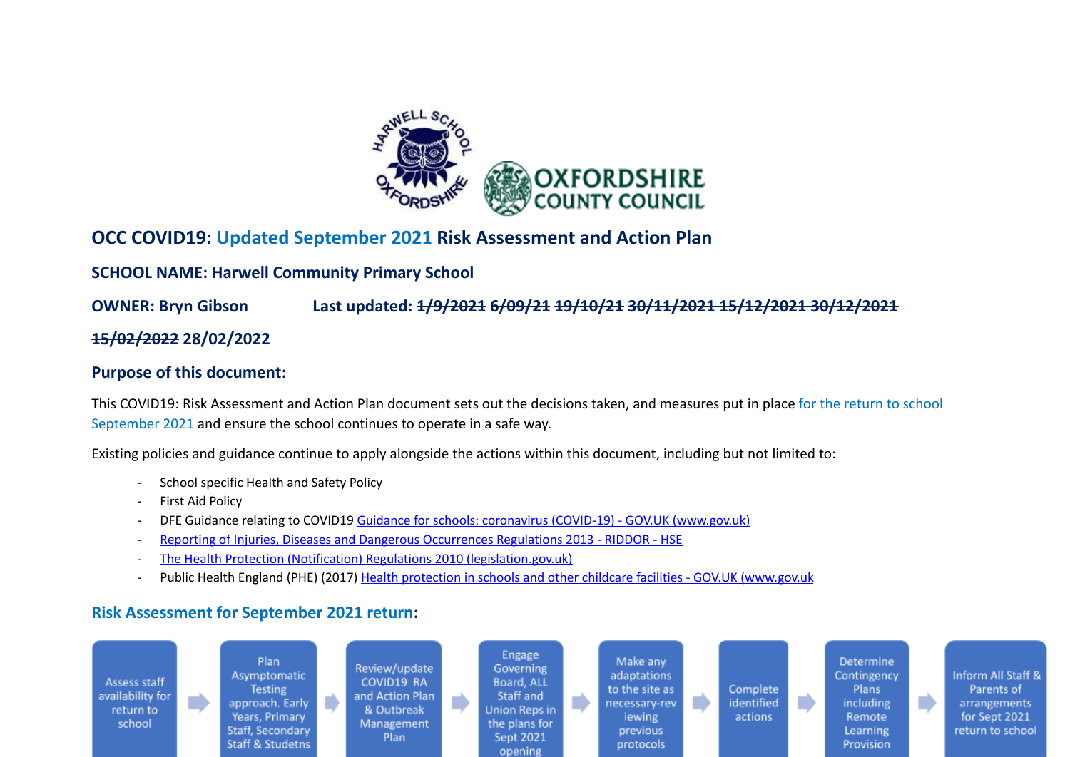# OCC COVID19: Updated September 2021 Risk Assessment and Action Plan

**SCHOOL NAME: Harwell Community Primary School**

**OWNER: Bryn Gibson** **Last updated: ~~1/9/2021~~ ~~6/09/21~~ ~~19/10/21~~ ~~30/11/2021~~ ~~15/12/2021~~ ~~30/12/2021~~ ~~15/02/2022~~ 28/02/2022**

## Purpose of this document:

This COVID19: Risk Assessment and Action Plan document sets out the decisions taken, and measures put in place for the return to school September 2021 and ensure the school continues to operate in a safe way.

Existing policies and guidance continue to apply alongside the actions within this document, including but not limited to:

- School specific Health and Safety Policy
- First Aid Policy
- DFE Guidance relating to COVID19 [Guidance for schools: coronavirus (COVID-19) - GOV.UK (www.gov.uk)](https://www.gov.uk)
- [Reporting of Injuries, Diseases and Dangerous Occurrences Regulations 2013 - RIDDOR - HSE]()
- [The Health Protection (Notification) Regulations 2010 (legislation.gov.uk)]()
- Public Health England (PHE) (2017) [Health protection in schools and other childcare facilities - GOV.UK (www.gov.uk]()

## Risk Assessment for September 2021 return:

Assess staff availability for return to school → Plan Asymptomatic Testing approach. Early Years, Primary Staff, Secondary Staff & Studetns → Review/update COVID19 RA and Action Plan & Outbreak Management Plan → Engage Governing Board, ALL Staff and Union Reps in the plans for Sept 2021 opening → Make any adaptations to the site as necessary-reviewing previous protocols → Complete identified actions → Determine Contingency Plans including Remote Learning Provision → Inform All Staff & Parents of arrangements for Sept 2021 return to school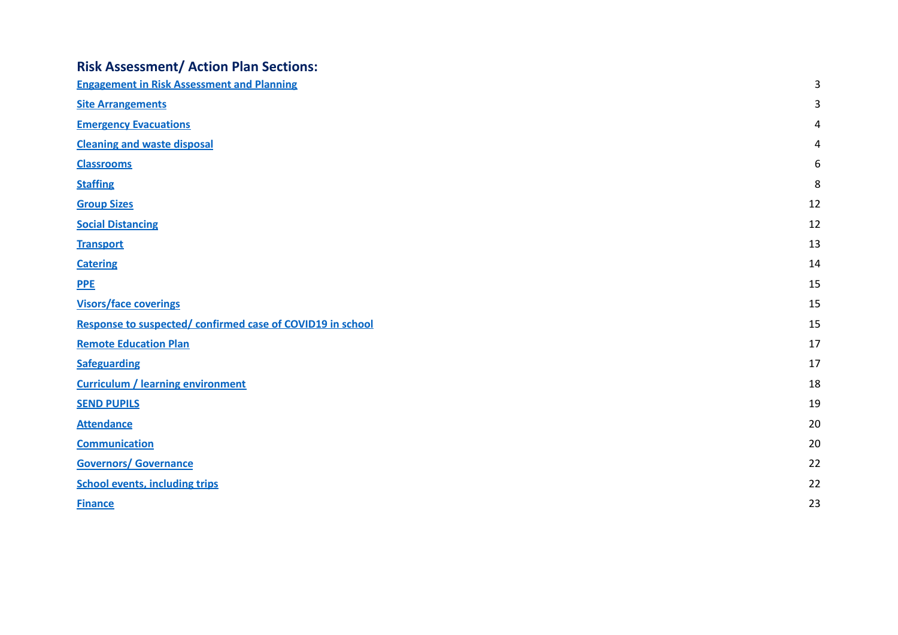## Risk Assessment/ Action Plan Sections:

| | |
|---|---|
| **Engagement in Risk Assessment and Planning** | 3 |
| **Site Arrangements** | 3 |
| **Emergency Evacuations** | 4 |
| **Cleaning and waste disposal** | 4 |
| **Classrooms** | 6 |
| **Staffing** | 8 |
| **Group Sizes** | 12 |
| **Social Distancing** | 12 |
| **Transport** | 13 |
| **Catering** | 14 |
| **PPE** | 15 |
| **Visors/face coverings** | 15 |
| **Response to suspected/ confirmed case of COVID19 in school** | 15 |
| **Remote Education Plan** | 17 |
| **Safeguarding** | 17 |
| **Curriculum / learning environment** | 18 |
| **SEND PUPILS** | 19 |
| **Attendance** | 20 |
| **Communication** | 20 |
| **Governors/ Governance** | 22 |
| **School events, including trips** | 22 |
| **Finance** | 23 |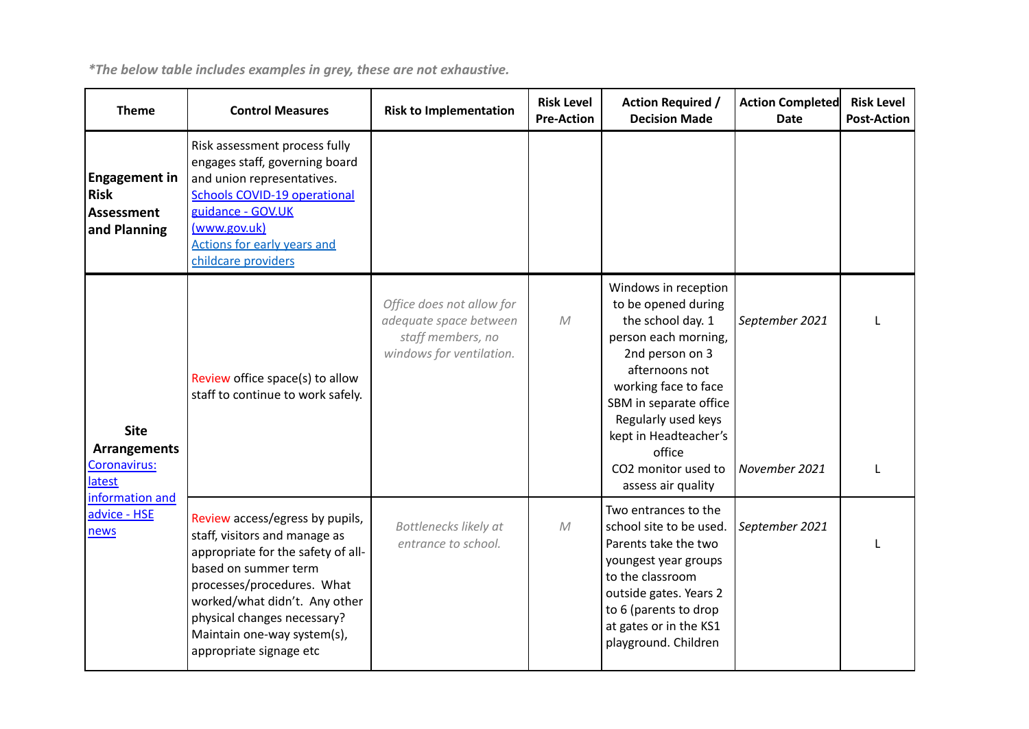*\*The below table includes examples in grey, these are not exhaustive.*

| Theme | Control Measures | Risk to Implementation | Risk Level Pre-Action | Action Required / Decision Made | Action Completed Date | Risk Level Post-Action |
|---|---|---|---|---|---|---|
| **Engagement in Risk Assessment and Planning** | Risk assessment process fully engages staff, governing board and union representatives. [Schools COVID-19 operational guidance - GOV.UK (www.gov.uk)] [Actions for early years and childcare providers] | | | | | |
| **Site Arrangements** [Coronavirus: latest information and advice - HSE news] | Review office space(s) to allow staff to continue to work safely. | *Office does not allow for adequate space between staff members, no windows for ventilation.* | *M* | Windows in reception to be opened during the school day. 1 person each morning, 2nd person on 3 afternoons not working face to face SBM in separate office Regularly used keys kept in Headteacher's office | *September 2021* | L |
| | | | | CO2 monitor used to assess air quality | *November 2021* | L |
| | Review access/egress by pupils, staff, visitors and manage as appropriate for the safety of all- based on summer term processes/procedures. What worked/what didn't. Any other physical changes necessary? Maintain one-way system(s), appropriate signage etc | *Bottlenecks likely at entrance to school.* | *M* | Two entrances to the school site to be used. Parents take the two youngest year groups to the classroom outside gates. Years 2 to 6 (parents to drop at gates or in the KS1 playground. Children | *September 2021* | L |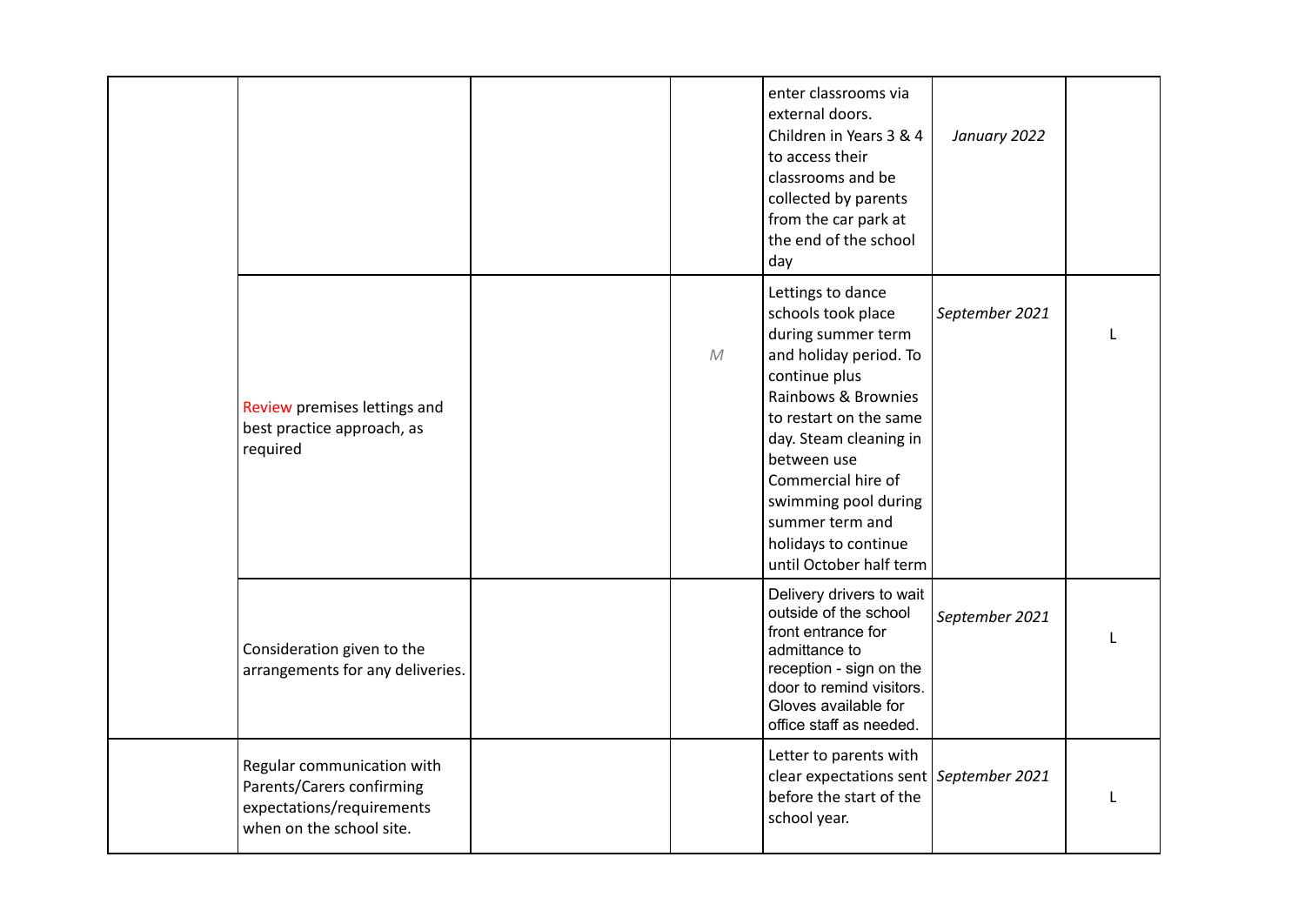| | | | | | | |
|---|---|---|---|---|---|---|
| | | | | enter classrooms via external doors. Children in Years 3 & 4 to access their classrooms and be collected by parents from the car park at the end of the school day | *January 2022* | |
| | Review premises lettings and best practice approach, as required | | *M* | Lettings to dance schools took place during summer term and holiday period. To continue plus Rainbows & Brownies to restart on the same day. Steam cleaning in between use Commercial hire of swimming pool during summer term and holidays to continue until October half term | *September 2021* | L |
| | Consideration given to the arrangements for any deliveries. | | | Delivery drivers to wait outside of the school front entrance for admittance to reception - sign on the door to remind visitors. Gloves available for office staff as needed. | *September 2021* | L |
| | Regular communication with Parents/Carers confirming expectations/requirements when on the school site. | | | Letter to parents with clear expectations sent before the start of the school year. | *September 2021* | L |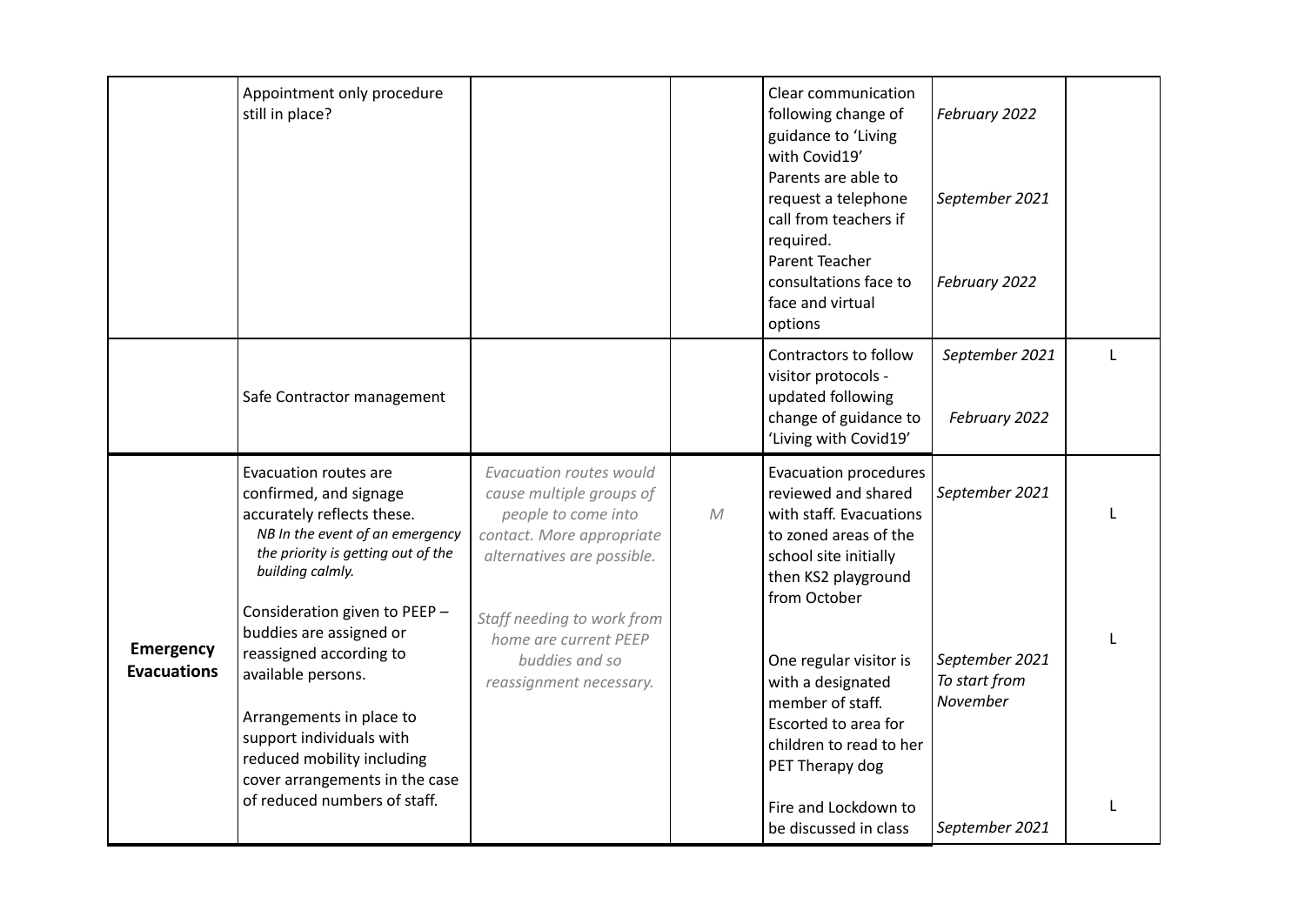| | | | | | | |
|---|---|---|---|---|---|---|
| | Appointment only procedure still in place? | | | Clear communication following change of guidance to 'Living with Covid19'<br>Parents are able to request a telephone call from teachers if required.<br>Parent Teacher consultations face to face and virtual options | *February 2022*<br><br>*September 2021*<br><br>*February 2022* | |
| | Safe Contractor management | | | Contractors to follow visitor protocols - updated following change of guidance to 'Living with Covid19' | *September 2021*<br><br>*February 2022* | L |
| **Emergency Evacuations** | Evacuation routes are confirmed, and signage accurately reflects these.<br>*NB In the event of an emergency the priority is getting out of the building calmly.*<br><br>Consideration given to PEEP – buddies are assigned or reassigned according to available persons.<br><br>Arrangements in place to support individuals with reduced mobility including cover arrangements in the case of reduced numbers of staff. | *Evacuation routes would cause multiple groups of people to come into contact. More appropriate alternatives are possible.*<br><br>*Staff needing to work from home are current PEEP buddies and so reassignment necessary.* | *M* | Evacuation procedures reviewed and shared with staff. Evacuations to zoned areas of the school site initially then KS2 playground from October<br><br>One regular visitor is with a designated member of staff. Escorted to area for children to read to her PET Therapy dog<br><br>Fire and Lockdown to be discussed in class | *September 2021*<br><br>*September 2021 To start from November*<br><br>*September 2021* | L<br><br>L<br><br>L |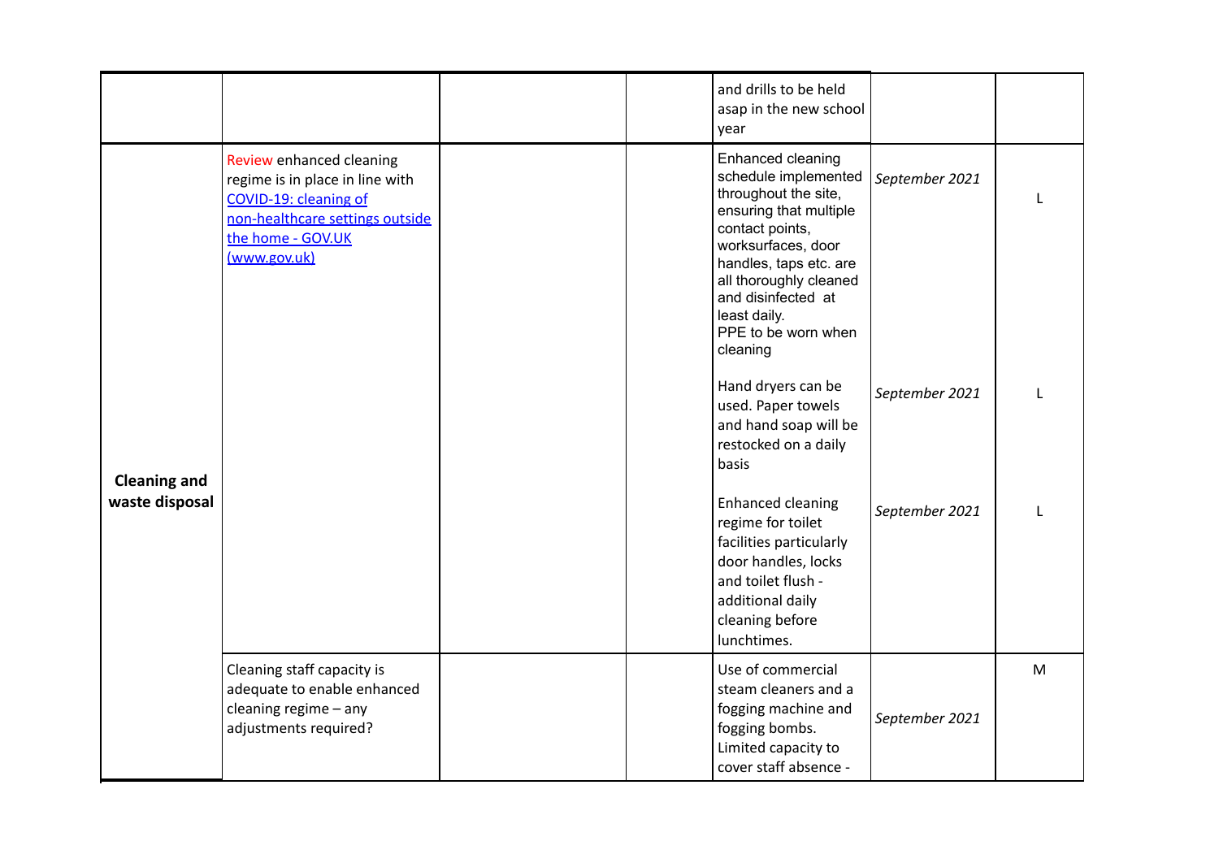| | | | | | | |
|---|---|---|---|---|---|---|
| | | | | and drills to be held asap in the new school year | | |
| **Cleaning and waste disposal** | Review enhanced cleaning regime is in place in line with [COVID-19: cleaning of non-healthcare settings outside the home - GOV.UK (www.gov.uk)](https://www.gov.uk) | | | Enhanced cleaning schedule implemented throughout the site, ensuring that multiple contact points, worksurfaces, door handles, taps etc. are all thoroughly cleaned and disinfected at least daily.<br>PPE to be worn when cleaning | *September 2021* | L |
| | | | | Hand dryers can be used. Paper towels and hand soap will be restocked on a daily basis | *September 2021* | L |
| | | | | Enhanced cleaning regime for toilet facilities particularly door handles, locks and toilet flush - additional daily cleaning before lunchtimes. | *September 2021* | L |
| | Cleaning staff capacity is adequate to enable enhanced cleaning regime – any adjustments required? | | | Use of commercial steam cleaners and a fogging machine and fogging bombs. Limited capacity to cover staff absence - | *September 2021* | M |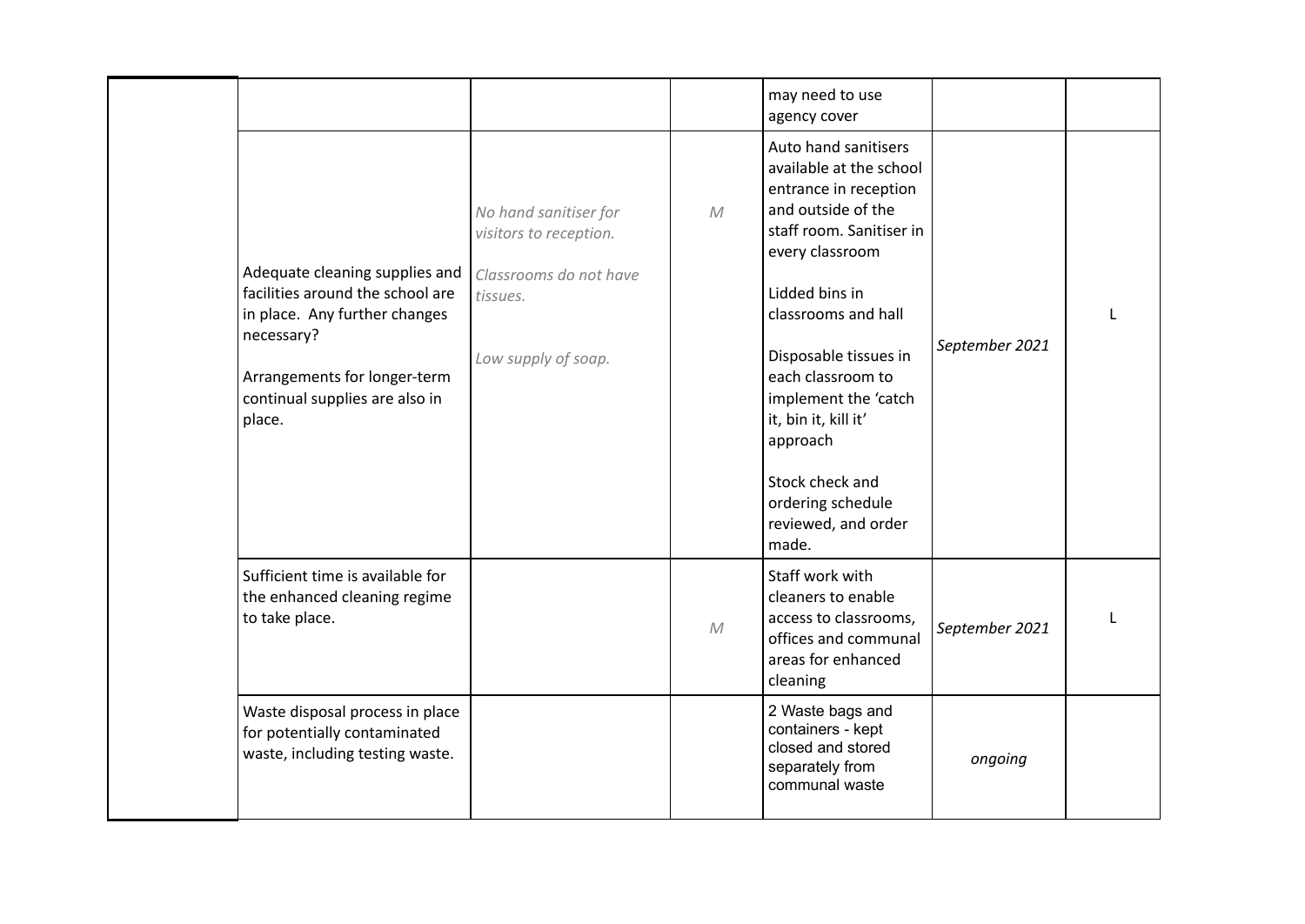| | | | | | | |
|---|---|---|---|---|---|---|
| | | | | may need to use agency cover | | |
| | Adequate cleaning supplies and facilities around the school are in place. Any further changes necessary?<br><br>Arrangements for longer-term continual supplies are also in place. | *No hand sanitiser for visitors to reception.*<br><br>*Classrooms do not have tissues.*<br><br>*Low supply of soap.* | *M* | Auto hand sanitisers available at the school entrance in reception and outside of the staff room. Sanitiser in every classroom<br><br>Lidded bins in classrooms and hall<br><br>Disposable tissues in each classroom to implement the 'catch it, bin it, kill it' approach<br><br>Stock check and ordering schedule reviewed, and order made. | *September 2021* | L |
| | Sufficient time is available for the enhanced cleaning regime to take place. | | *M* | Staff work with cleaners to enable access to classrooms, offices and communal areas for enhanced cleaning | *September 2021* | L |
| | Waste disposal process in place for potentially contaminated waste, including testing waste. | | | 2 Waste bags and containers - kept closed and stored separately from communal waste | *ongoing* | |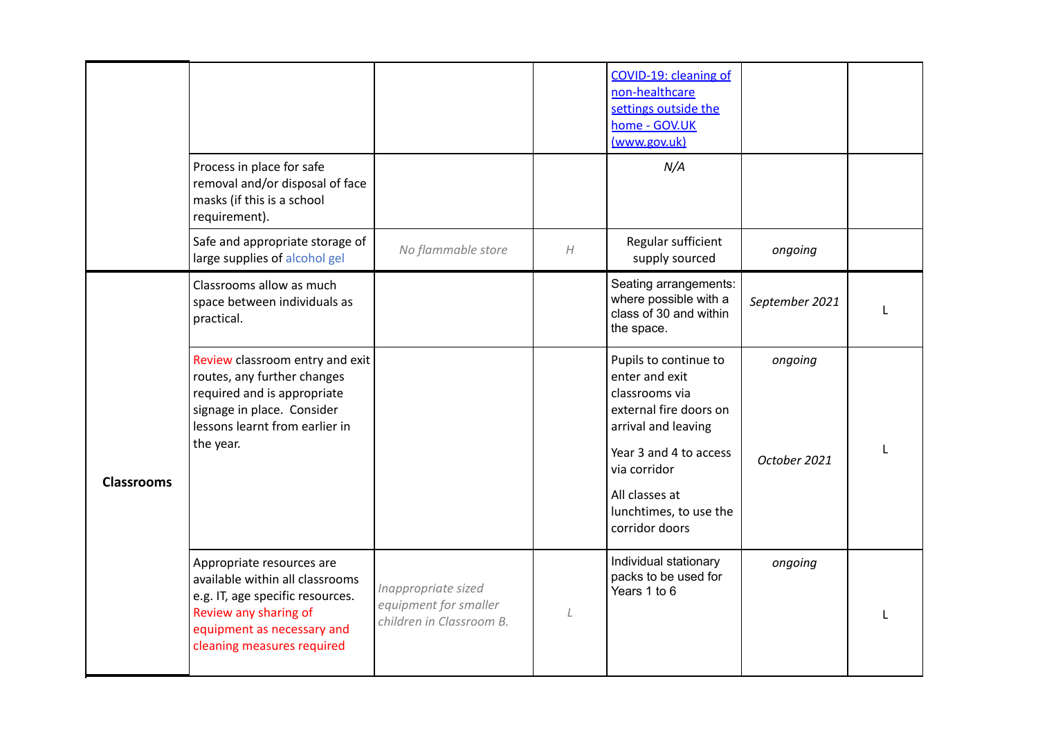| | | | | | | |
|---|---|---|---|---|---|---|
| | | | | [COVID-19: cleaning of non-healthcare settings outside the home - GOV.UK (www.gov.uk)](https://www.gov.uk) | | |
| | Process in place for safe removal and/or disposal of face masks (if this is a school requirement). | | | *N/A* | | |
| | Safe and appropriate storage of large supplies of alcohol gel | *No flammable store* | *H* | Regular sufficient supply sourced | *ongoing* | |
| **Classrooms** | Classrooms allow as much space between individuals as practical. | | | Seating arrangements: where possible with a class of 30 and within the space. | *September 2021* | L |
| | Review classroom entry and exit routes, any further changes required and is appropriate signage in place. Consider lessons learnt from earlier in the year. | | | Pupils to continue to enter and exit classrooms via external fire doors on arrival and leaving<br><br>Year 3 and 4 to access via corridor<br><br>All classes at lunchtimes, to use the corridor doors | *ongoing*<br><br>*October 2021* | L |
| | Appropriate resources are available within all classrooms e.g. IT, age specific resources. Review any sharing of equipment as necessary and cleaning measures required | *Inappropriate sized equipment for smaller children in Classroom B.* | *L* | Individual stationary packs to be used for Years 1 to 6 | *ongoing* | L |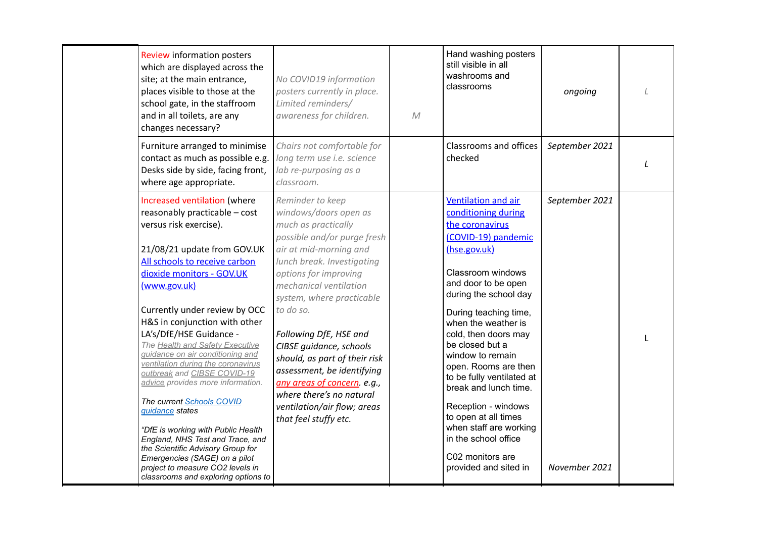| | | | | | | |
|---|---|---|---|---|---|---|
| | Review information posters which are displayed across the site; at the main entrance, places visible to those at the school gate, in the staffroom and in all toilets, are any changes necessary? | *No COVID19 information posters currently in place. Limited reminders/ awareness for children.* | *M* | Hand washing posters still visible in all washrooms and classrooms | *ongoing* | *L* |
| | Furniture arranged to minimise contact as much as possible e.g. Desks side by side, facing front, where age appropriate. | *Chairs not comfortable for long term use i.e. science lab re-purposing as a classroom.* | | Classrooms and offices checked | *September 2021* | *L* |
| | Increased ventilation (where reasonably practicable – cost versus risk exercise).<br><br>21/08/21 update from GOV.UK [All schools to receive carbon dioxide monitors - GOV.UK (www.gov.uk)]()<br><br>Currently under review by OCC H&S in conjunction with other LA's/DfE/HSE Guidance - *The Health and Safety Executive guidance on air conditioning and ventilation during the coronavirus outbreak and CIBSE COVID-19 advice provides more information.*<br><br>*The current Schools COVID guidance states*<br><br>*"DfE is working with Public Health England, NHS Test and Trace, and the Scientific Advisory Group for Emergencies (SAGE) on a pilot project to measure CO2 levels in classrooms and exploring options to* | *Reminder to keep windows/doors open as much as practically possible and/or purge fresh air at mid-morning and lunch break. Investigating options for improving mechanical ventilation system, where practicable to do so.*<br><br>*Following DfE, HSE and CIBSE guidance, schools should, as part of their risk assessment, be identifying any areas of concern, e.g., where there's no natural ventilation/air flow; areas that feel stuffy etc.* | | Ventilation and air conditioning during the coronavirus (COVID-19) pandemic (hse.gov.uk)<br><br>Classroom windows and door to be open during the school day<br><br>During teaching time, when the weather is cold, then doors may be closed but a window to remain open. Rooms are then to be fully ventilated at break and lunch time.<br><br>Reception - windows to open at all times when staff are working in the school office<br><br>C02 monitors are provided and sited in | *September 2021*<br><br>*November 2021* | L |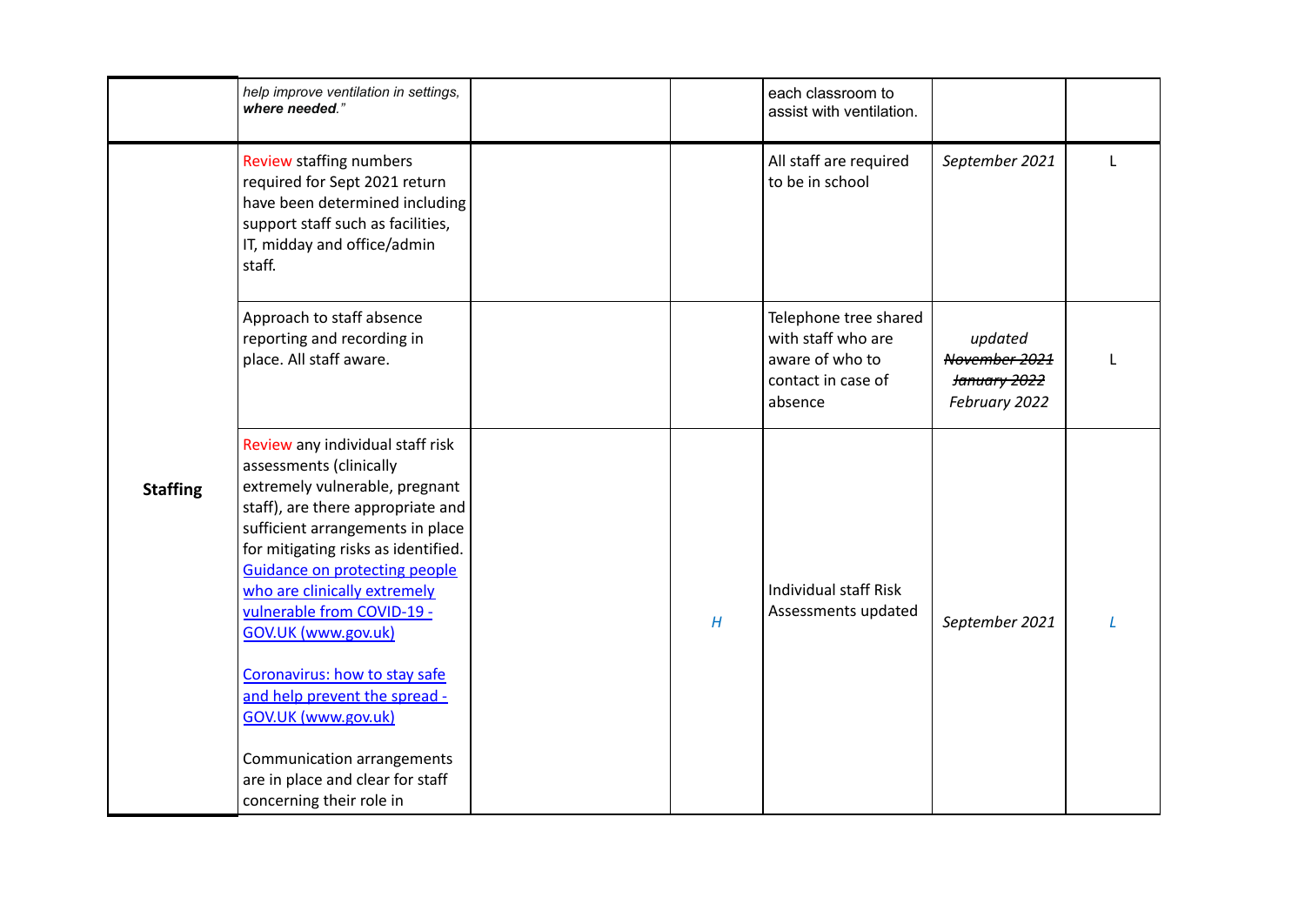| | | | | | | |
|---|---|---|---|---|---|---|
| | *help improve ventilation in settings, **where needed**.”* | | | each classroom to assist with ventilation. | | |
| **Staffing** | Review staffing numbers required for Sept 2021 return have been determined including support staff such as facilities, IT, midday and office/admin staff. | | | All staff are required to be in school | *September 2021* | L |
| | Approach to staff absence reporting and recording in place. All staff aware. | | | Telephone tree shared with staff who are aware of who to contact in case of absence | *updated* *~~November 2021~~* *~~January 2022~~* *February 2022* | L |
| | Review any individual staff risk assessments (clinically extremely vulnerable, pregnant staff), are there appropriate and sufficient arrangements in place for mitigating risks as identified. [Guidance on protecting people who are clinically extremely vulnerable from COVID-19 - GOV.UK (www.gov.uk)]() [Coronavirus: how to stay safe and help prevent the spread - GOV.UK (www.gov.uk)]() Communication arrangements are in place and clear for staff concerning their role in | | *H* | Individual staff Risk Assessments updated | *September 2021* | *L* |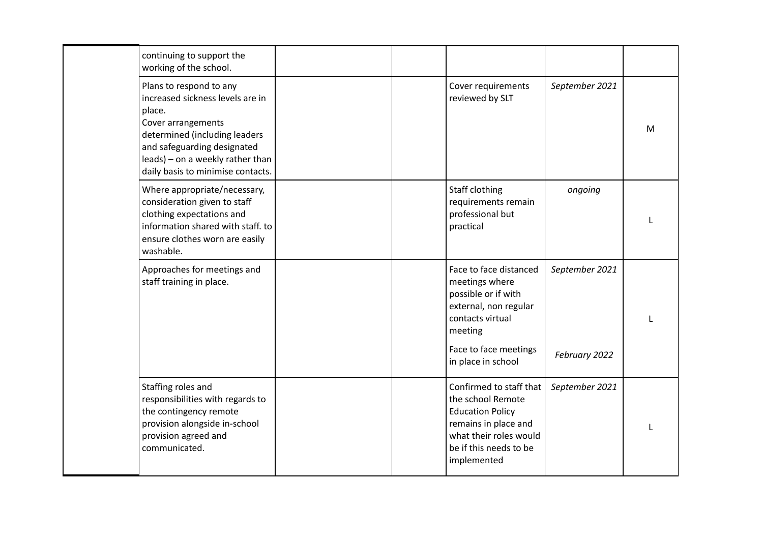| | | | | | | |
|---|---|---|---|---|---|---|
| | continuing to support the working of the school. | | | | | |
| | Plans to respond to any increased sickness levels are in place.<br>Cover arrangements determined (including leaders and safeguarding designated leads) – on a weekly rather than daily basis to minimise contacts. | | | Cover requirements reviewed by SLT | *September 2021* | M |
| | Where appropriate/necessary, consideration given to staff clothing expectations and information shared with staff. to ensure clothes worn are easily washable. | | | Staff clothing requirements remain professional but practical | *ongoing* | L |
| | Approaches for meetings and staff training in place. | | | Face to face distanced meetings where possible or if with external, non regular contacts virtual meeting<br><br>Face to face meetings in place in school | *September 2021*<br><br>*February 2022* | L |
| | Staffing roles and responsibilities with regards to the contingency remote provision alongside in-school provision agreed and communicated. | | | Confirmed to staff that the school Remote Education Policy remains in place and what their roles would be if this needs to be implemented | *September 2021* | L |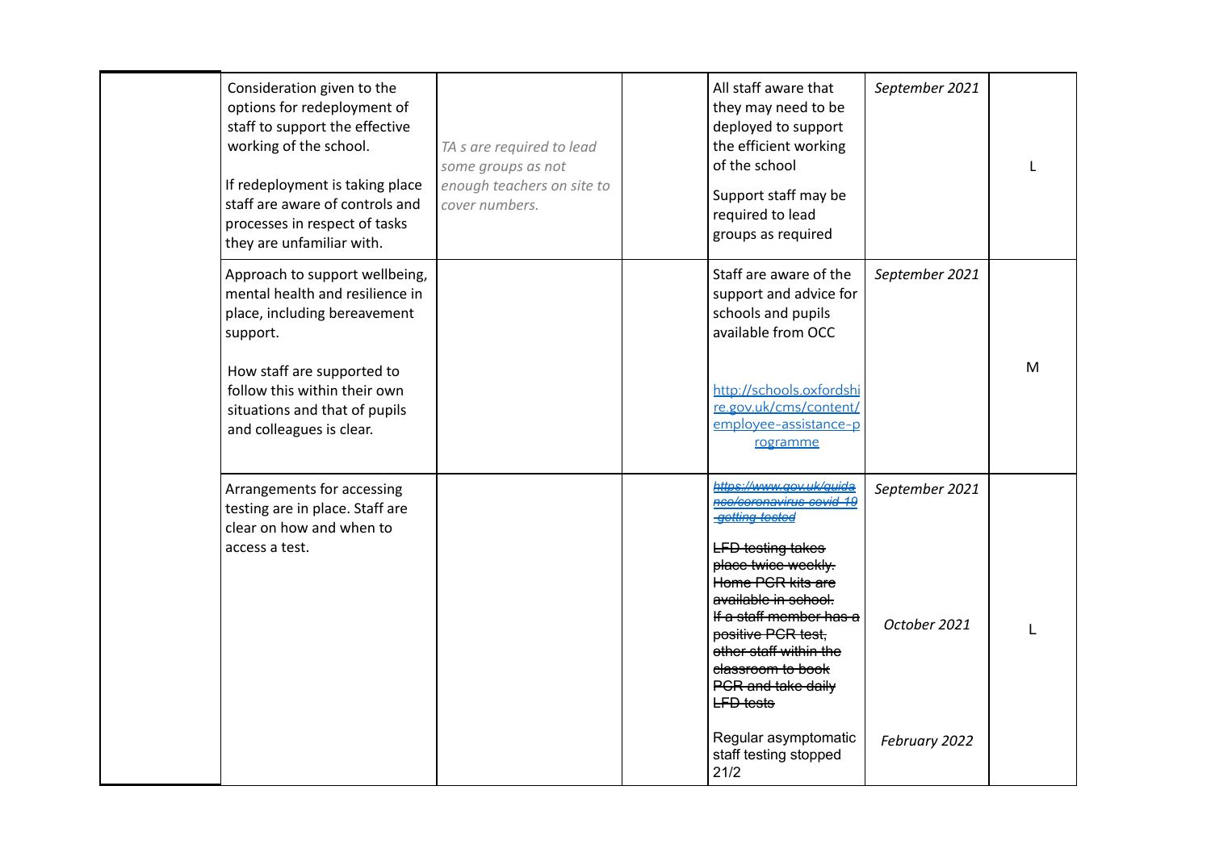| | | | | | | |
|---|---|---|---|---|---|---|
| | Consideration given to the options for redeployment of staff to support the effective working of the school.<br><br>If redeployment is taking place staff are aware of controls and processes in respect of tasks they are unfamiliar with. | *TA s are required to lead some groups as not enough teachers on site to cover numbers.* | | All staff aware that they may need to be deployed to support the efficient working of the school<br><br>Support staff may be required to lead groups as required | *September 2021* | L |
| | Approach to support wellbeing, mental health and resilience in place, including bereavement support.<br><br>How staff are supported to follow this within their own situations and that of pupils and colleagues is clear. | | | Staff are aware of the support and advice for schools and pupils available from OCC<br><br>[http://schools.oxfordshire.gov.uk/cms/content/employee-assistance-programme](http://schools.oxfordshire.gov.uk/cms/content/employee-assistance-programme) | *September 2021* | M |
| | Arrangements for accessing testing are in place. Staff are clear on how and when to access a test. | | | ~~https://www.gov.uk/guidance/coronavirus-covid-19-getting-tested~~<br><br>~~LFD testing takes place twice weekly. Home PCR kits are available in school. If a staff member has a positive PCR test, other staff within the classroom to book PCR and take daily LFD tests~~<br><br>Regular asymptomatic staff testing stopped 21/2 | *September 2021*<br><br>*October 2021*<br><br>*February 2022* | L |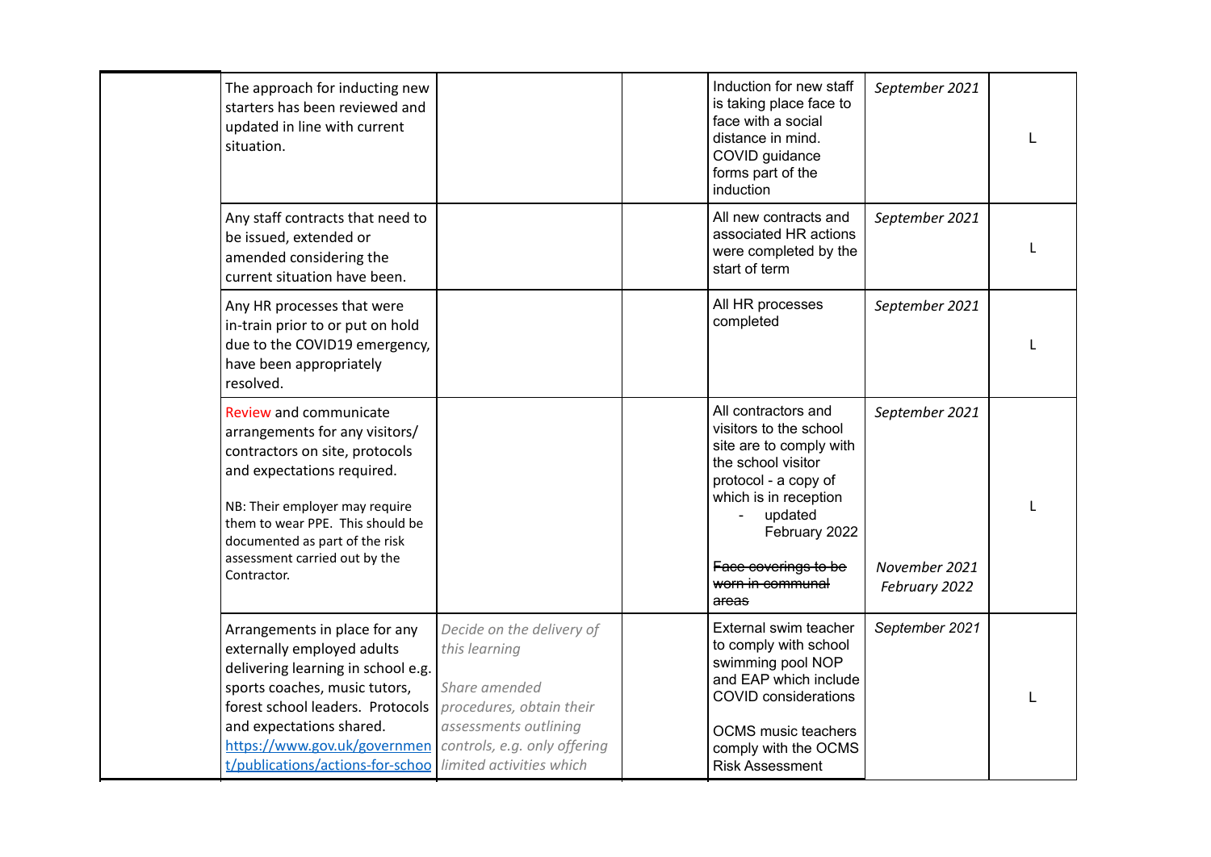| | | | | | | |
|---|---|---|---|---|---|---|
| | The approach for inducting new starters has been reviewed and updated in line with current situation. | | | Induction for new staff is taking place face to face with a social distance in mind. COVID guidance forms part of the induction | *September 2021* | L |
| | Any staff contracts that need to be issued, extended or amended considering the current situation have been. | | | All new contracts and associated HR actions were completed by the start of term | *September 2021* | L |
| | Any HR processes that were in-train prior to or put on hold due to the COVID19 emergency, have been appropriately resolved. | | | All HR processes completed | *September 2021* | L |
| | Review and communicate arrangements for any visitors/ contractors on site, protocols and expectations required.<br><br>NB: Their employer may require them to wear PPE. This should be documented as part of the risk assessment carried out by the Contractor. | | | All contractors and visitors to the school site are to comply with the school visitor protocol - a copy of which is in reception<br>- updated February 2022<br><br>~~Face coverings to be worn in communal areas~~ | *September 2021*<br><br>*November 2021*<br>*February 2022* | L |
| | Arrangements in place for any externally employed adults delivering learning in school e.g. sports coaches, music tutors, forest school leaders. Protocols and expectations shared. [https://www.gov.uk/government/publications/actions-for-schoo](https://www.gov.uk/government/publications/actions-for-schoo) | *Decide on the delivery of this learning*<br><br>*Share amended procedures, obtain their assessments outlining controls, e.g. only offering limited activities which* | | External swim teacher to comply with school swimming pool NOP and EAP which include COVID considerations<br><br>OCMS music teachers comply with the OCMS Risk Assessment | *September 2021* | L |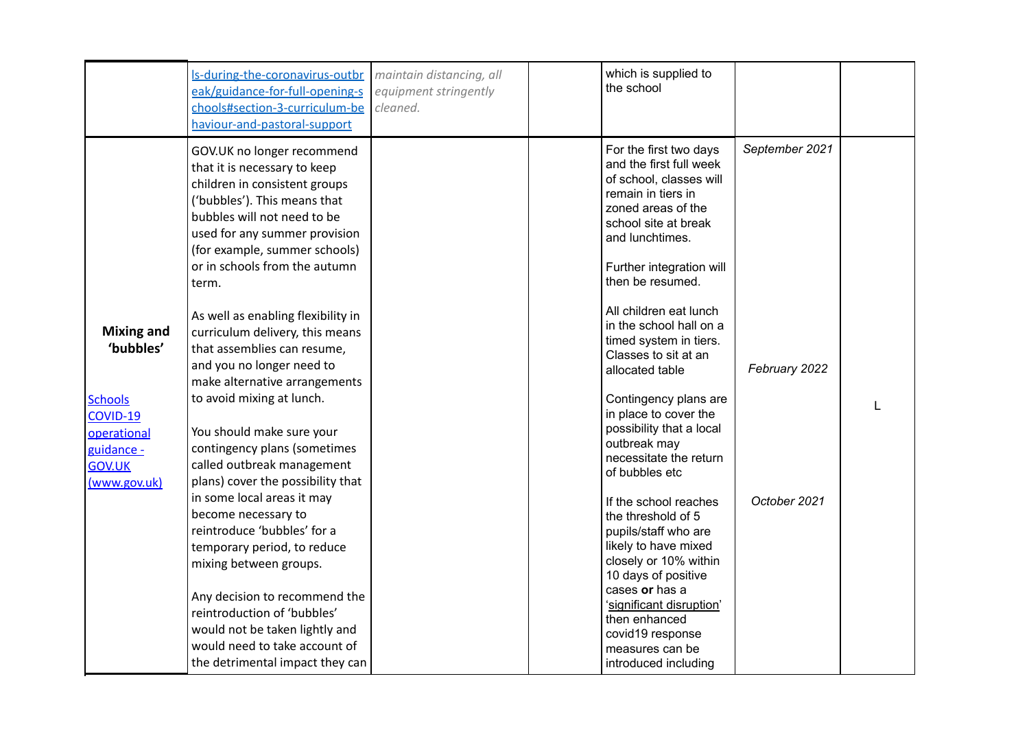| | | | | | | |
|---|---|---|---|---|---|---|
| | ls-during-the-coronavirus-outbreak/guidance-for-full-opening-schools#section-3-curriculum-behaviour-and-pastoral-support | *maintain distancing, all equipment stringently cleaned.* | | which is supplied to the school | | |
| **Mixing and 'bubbles'** Schools COVID-19 operational guidance - GOV.UK (www.gov.uk) | GOV.UK no longer recommend that it is necessary to keep children in consistent groups ('bubbles'). This means that bubbles will not need to be used for any summer provision (for example, summer schools) or in schools from the autumn term. As well as enabling flexibility in curriculum delivery, this means that assemblies can resume, and you no longer need to make alternative arrangements to avoid mixing at lunch. You should make sure your contingency plans (sometimes called outbreak management plans) cover the possibility that in some local areas it may become necessary to reintroduce 'bubbles' for a temporary period, to reduce mixing between groups. Any decision to recommend the reintroduction of 'bubbles' would not be taken lightly and would need to take account of the detrimental impact they can | | | For the first two days and the first full week of school, classes will remain in tiers in zoned areas of the school site at break and lunchtimes. Further integration will then be resumed. All children eat lunch in the school hall on a timed system in tiers. Classes to sit at an allocated table Contingency plans are in place to cover the possibility that a local outbreak may necessitate the return of bubbles etc If the school reaches the threshold of 5 pupils/staff who are likely to have mixed closely or 10% within 10 days of positive cases **or** has a 'significant disruption' then enhanced covid19 response measures can be introduced including | *September 2021* *February 2022* *October 2021* | L |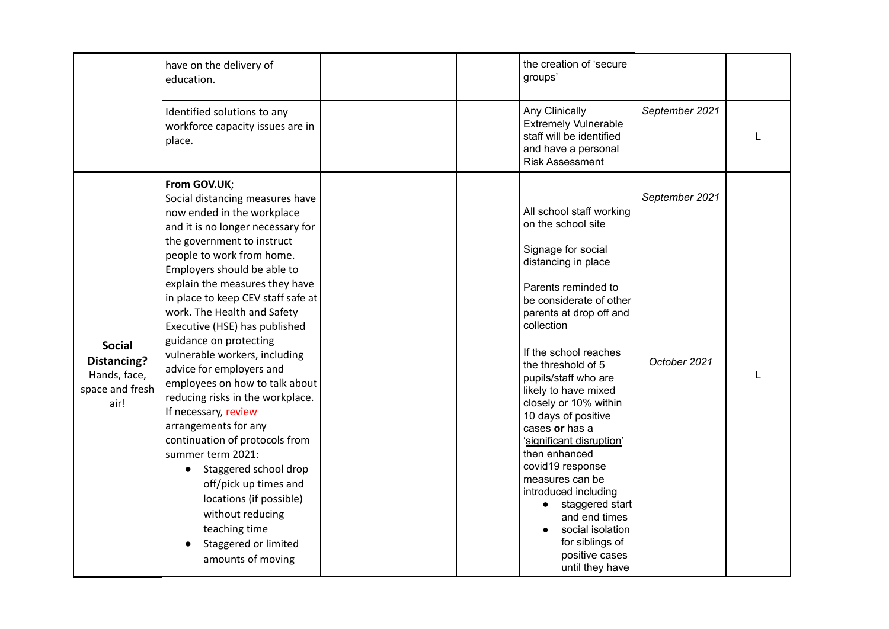| | | | | | | |
|---|---|---|---|---|---|---|
| | have on the delivery of education. | | | the creation of 'secure groups' | | |
| | Identified solutions to any workforce capacity issues are in place. | | | Any Clinically Extremely Vulnerable staff will be identified and have a personal Risk Assessment | *September 2021* | L |
| **Social Distancing?** Hands, face, space and fresh air! | **From GOV.UK**; Social distancing measures have now ended in the workplace and it is no longer necessary for the government to instruct people to work from home. Employers should be able to explain the measures they have in place to keep CEV staff safe at work. The Health and Safety Executive (HSE) has published guidance on protecting vulnerable workers, including advice for employers and employees on how to talk about reducing risks in the workplace. If necessary, review arrangements for any continuation of protocols from summer term 2021: <br>● Staggered school drop off/pick up times and locations (if possible) without reducing teaching time <br>● Staggered or limited amounts of moving | | | All school staff working on the school site <br><br>Signage for social distancing in place <br><br>Parents reminded to be considerate of other parents at drop off and collection <br><br>If the school reaches the threshold of 5 pupils/staff who are likely to have mixed closely or 10% within 10 days of positive cases **or** has a 'significant disruption' then enhanced covid19 response measures can be introduced including <br>● staggered start and end times <br>● social isolation for siblings of positive cases until they have | *September 2021* <br><br>*October 2021* | L |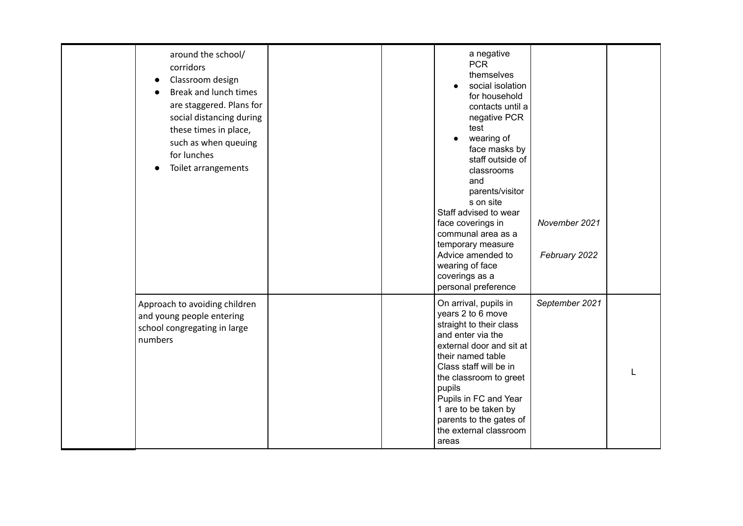| | | | | | | |
|---|---|---|---|---|---|---|
| | around the school/ corridors<br>• Classroom design<br>• Break and lunch times are staggered. Plans for social distancing during these times in place, such as when queuing for lunches<br>• Toilet arrangements | | | a negative PCR themselves<br>• social isolation for household contacts until a negative PCR test<br>• wearing of face masks by staff outside of classrooms and parents/visitors on site<br>Staff advised to wear face coverings in communal area as a temporary measure<br>Advice amended to wearing of face coverings as a personal preference | *November 2021*<br><br>*February 2022* | |
| | Approach to avoiding children and young people entering school congregating in large numbers | | | On arrival, pupils in years 2 to 6 move straight to their class and enter via the external door and sit at their named table<br>Class staff will be in the classroom to greet pupils<br>Pupils in FC and Year 1 are to be taken by parents to the gates of the external classroom areas | *September 2021* | L |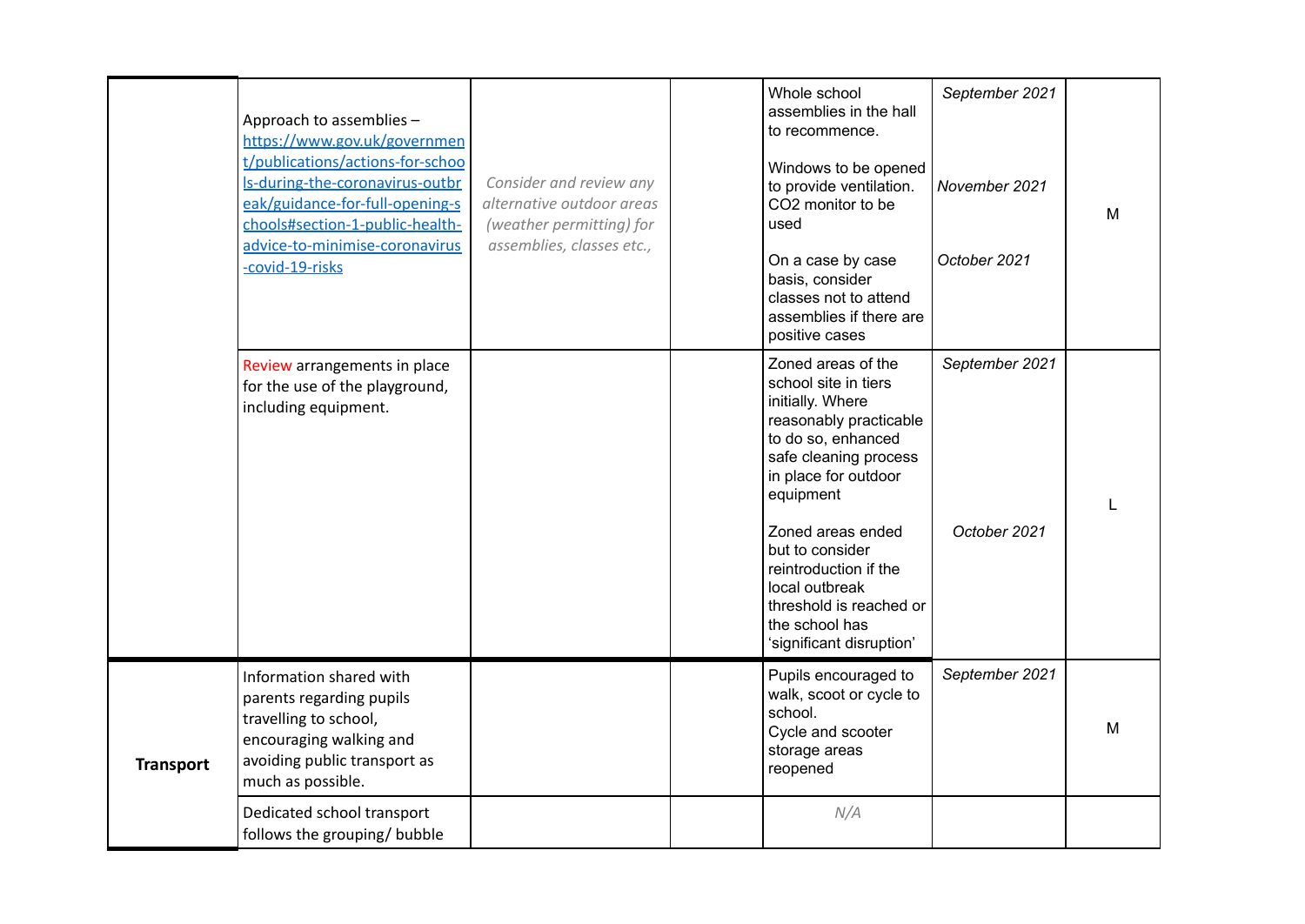| | | | | | | |
|---|---|---|---|---|---|---|
| | Approach to assemblies – https://www.gov.uk/government/publications/actions-for-schools-during-the-coronavirus-outbreak/guidance-for-full-opening-schools#section-1-public-health-advice-to-minimise-coronavirus-covid-19-risks | *Consider and review any alternative outdoor areas (weather permitting) for assemblies, classes etc.,* | | Whole school assemblies in the hall to recommence.<br><br>Windows to be opened to provide ventilation. CO2 monitor to be used<br><br>On a case by case basis, consider classes not to attend assemblies if there are positive cases | *September 2021*<br><br>*November 2021*<br><br>*October 2021* | M |
| | Review arrangements in place for the use of the playground, including equipment. | | | Zoned areas of the school site in tiers initially. Where reasonably practicable to do so, enhanced safe cleaning process in place for outdoor equipment<br><br>Zoned areas ended but to consider reintroduction if the local outbreak threshold is reached or the school has 'significant disruption' | *September 2021*<br><br>*October 2021* | L |
| **Transport** | Information shared with parents regarding pupils travelling to school, encouraging walking and avoiding public transport as much as possible. | | | Pupils encouraged to walk, scoot or cycle to school.<br>Cycle and scooter storage areas reopened | *September 2021* | M |
| | Dedicated school transport follows the grouping/ bubble | | | *N/A* | | |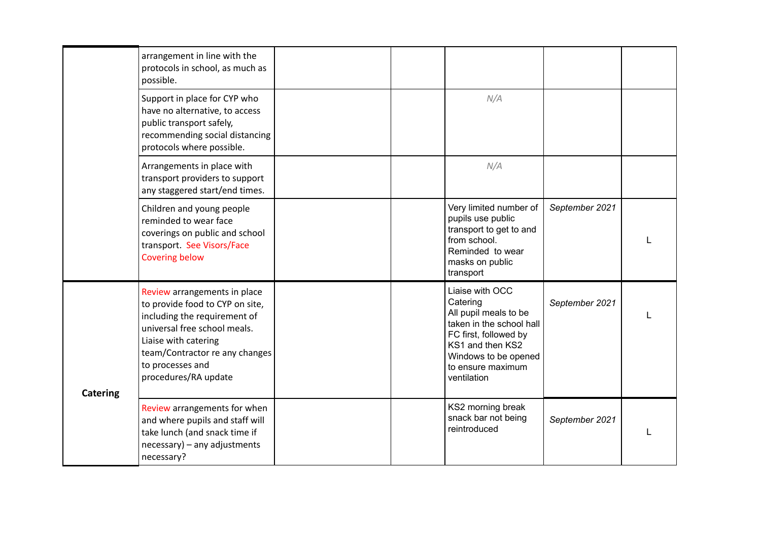| | | | | | | |
|---|---|---|---|---|---|---|
| | arrangement in line with the protocols in school, as much as possible. | | | | | |
| | Support in place for CYP who have no alternative, to access public transport safely, recommending social distancing protocols where possible. | | | *N/A* | | |
| | Arrangements in place with transport providers to support any staggered start/end times. | | | *N/A* | | |
| | Children and young people reminded to wear face coverings on public and school transport. See Visors/Face Covering below | | | Very limited number of pupils use public transport to get to and from school. Reminded to wear masks on public transport | *September 2021* | L |
| **Catering** | Review arrangements in place to provide food to CYP on site, including the requirement of universal free school meals. Liaise with catering team/Contractor re any changes to processes and procedures/RA update | | | Liaise with OCC Catering All pupil meals to be taken in the school hall FC first, followed by KS1 and then KS2 Windows to be opened to ensure maximum ventilation | *September 2021* | L |
| | Review arrangements for when and where pupils and staff will take lunch (and snack time if necessary) – any adjustments necessary? | | | KS2 morning break snack bar not being reintroduced | *September 2021* | L |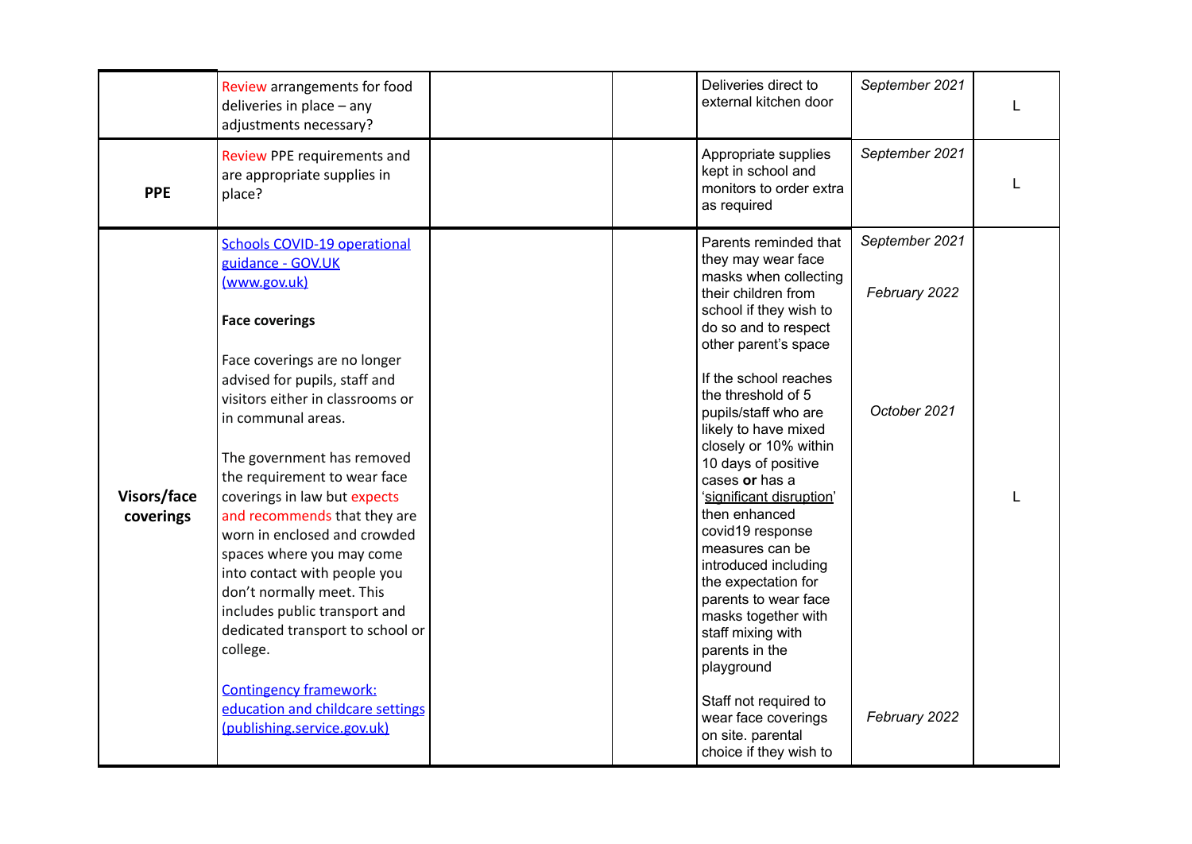| | | | | | | |
|---|---|---|---|---|---|---|
| | Review arrangements for food deliveries in place – any adjustments necessary? | | | Deliveries direct to external kitchen door | *September 2021* | L |
| **PPE** | Review PPE requirements and are appropriate supplies in place? | | | Appropriate supplies kept in school and monitors to order extra as required | *September 2021* | L |
| **Visors/face coverings** | [Schools COVID-19 operational guidance - GOV.UK (www.gov.uk)](https://www.gov.uk)<br><br>**Face coverings**<br><br>Face coverings are no longer advised for pupils, staff and visitors either in classrooms or in communal areas.<br><br>The government has removed the requirement to wear face coverings in law but expects and recommends that they are worn in enclosed and crowded spaces where you may come into contact with people you don't normally meet. This includes public transport and dedicated transport to school or college.<br><br>[Contingency framework: education and childcare settings (publishing.service.gov.uk)](https://publishing.service.gov.uk) | | | Parents reminded that they may wear face masks when collecting their children from school if they wish to do so and to respect other parent's space<br><br>If the school reaches the threshold of 5 pupils/staff who are likely to have mixed closely or 10% within 10 days of positive cases **or** has a 'significant disruption' then enhanced covid19 response measures can be introduced including the expectation for parents to wear face masks together with staff mixing with parents in the playground<br><br>Staff not required to wear face coverings on site. parental choice if they wish to | *September 2021*<br><br>*February 2022*<br><br>*October 2021*<br><br>*February 2022* | L |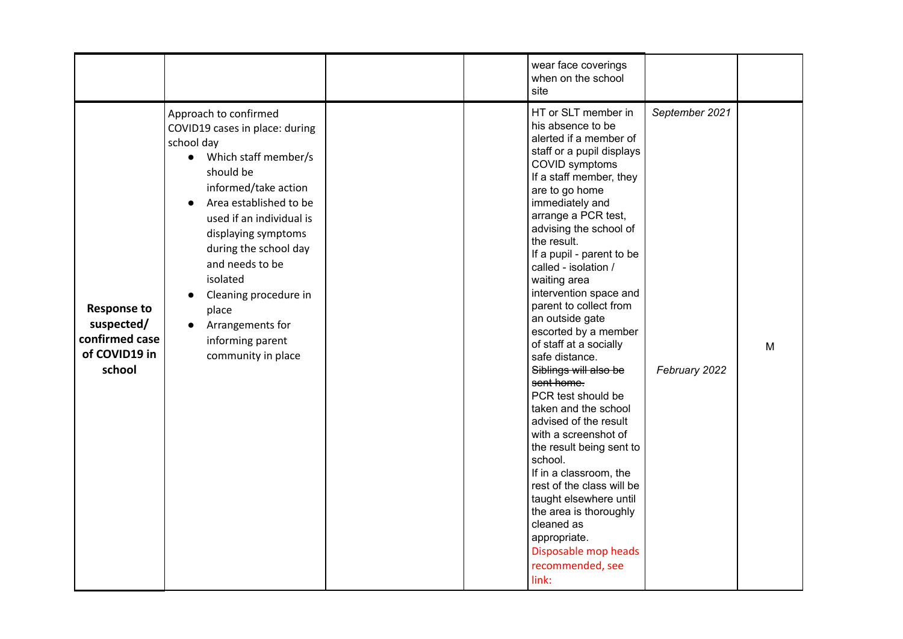| | | | | | | |
|---|---|---|---|---|---|---|
| | | | | wear face coverings when on the school site | | |
| **Response to suspected/ confirmed case of COVID19 in school** | Approach to confirmed COVID19 cases in place: during school day<br>● Which staff member/s should be informed/take action<br>● Area established to be used if an individual is displaying symptoms during the school day and needs to be isolated<br>● Cleaning procedure in place<br>● Arrangements for informing parent community in place | | | HT or SLT member in his absence to be alerted if a member of staff or a pupil displays COVID symptoms<br>If a staff member, they are to go home immediately and arrange a PCR test, advising the school of the result.<br>If a pupil - parent to be called - isolation / waiting area intervention space and parent to collect from an outside gate escorted by a member of staff at a socially safe distance.<br>~~Siblings will also be sent home.~~<br>PCR test should be taken and the school advised of the result with a screenshot of the result being sent to school.<br>If in a classroom, the rest of the class will be taught elsewhere until the area is thoroughly cleaned as appropriate.<br>Disposable mop heads recommended, see link: | *September 2021*<br><br>*February 2022* | M |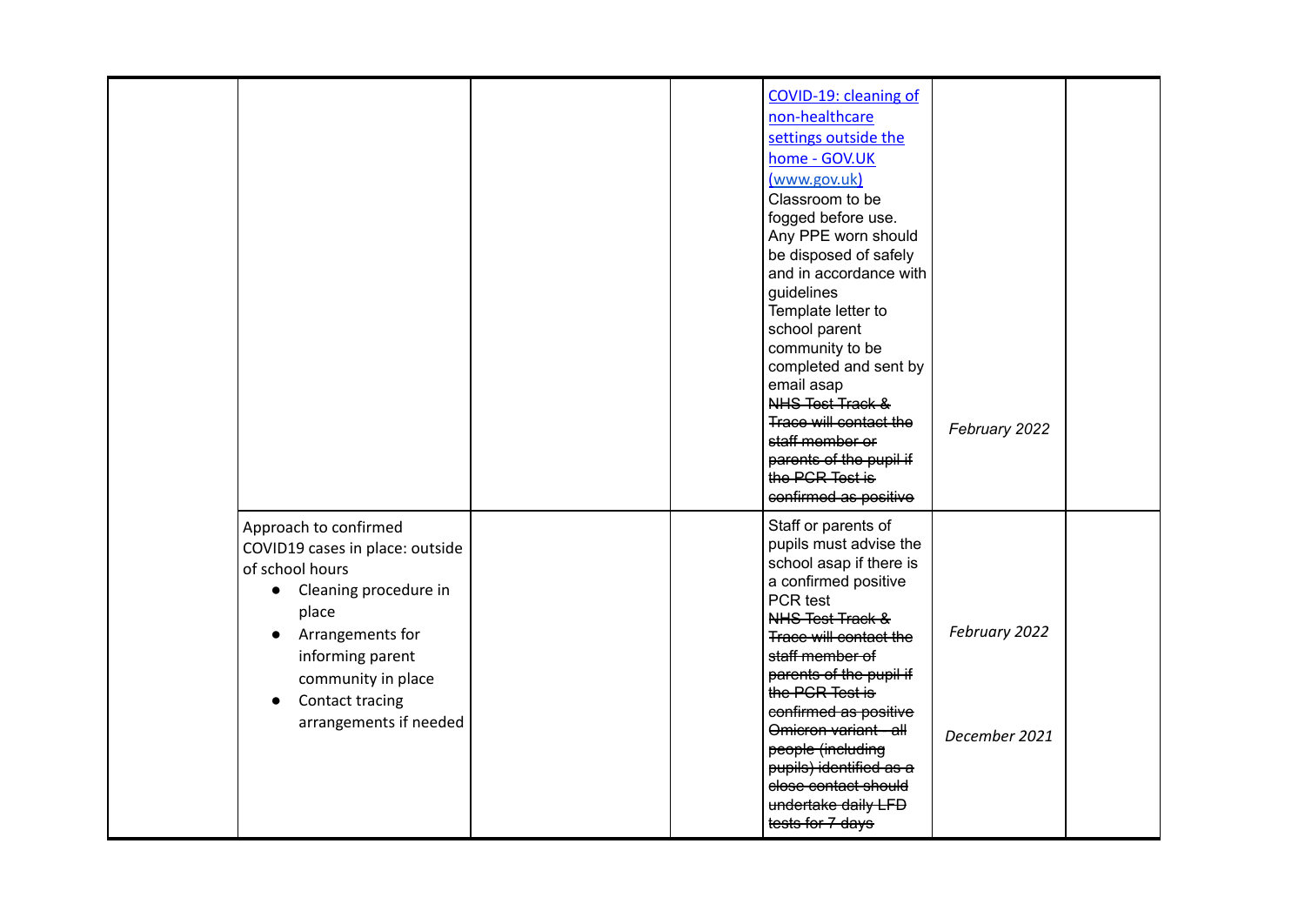| | | | | | | |
|---|---|---|---|---|---|---|
| | | | | [COVID-19: cleaning of non-healthcare settings outside the home - GOV.UK (www.gov.uk)](https://www.gov.uk)<br>Classroom to be fogged before use.<br>Any PPE worn should be disposed of safely and in accordance with guidelines<br>Template letter to school parent community to be completed and sent by email asap<br>~~NHS Test Track & Trace will contact the staff member or parents of the pupil if the PCR Test is confirmed as positive~~ | *February 2022* | |
| | Approach to confirmed COVID19 cases in place: outside of school hours<br>● Cleaning procedure in place<br>● Arrangements for informing parent community in place<br>● Contact tracing arrangements if needed | | | Staff or parents of pupils must advise the school asap if there is a confirmed positive PCR test<br>~~NHS Test Track & Trace will contact the staff member of parents of the pupil if the PCR Test is confirmed as positive~~<br>~~Omicron variant - all people (including pupils) identified as a close contact should undertake daily LFD tests for 7 days~~ | *February 2022*<br><br>*December 2021* | |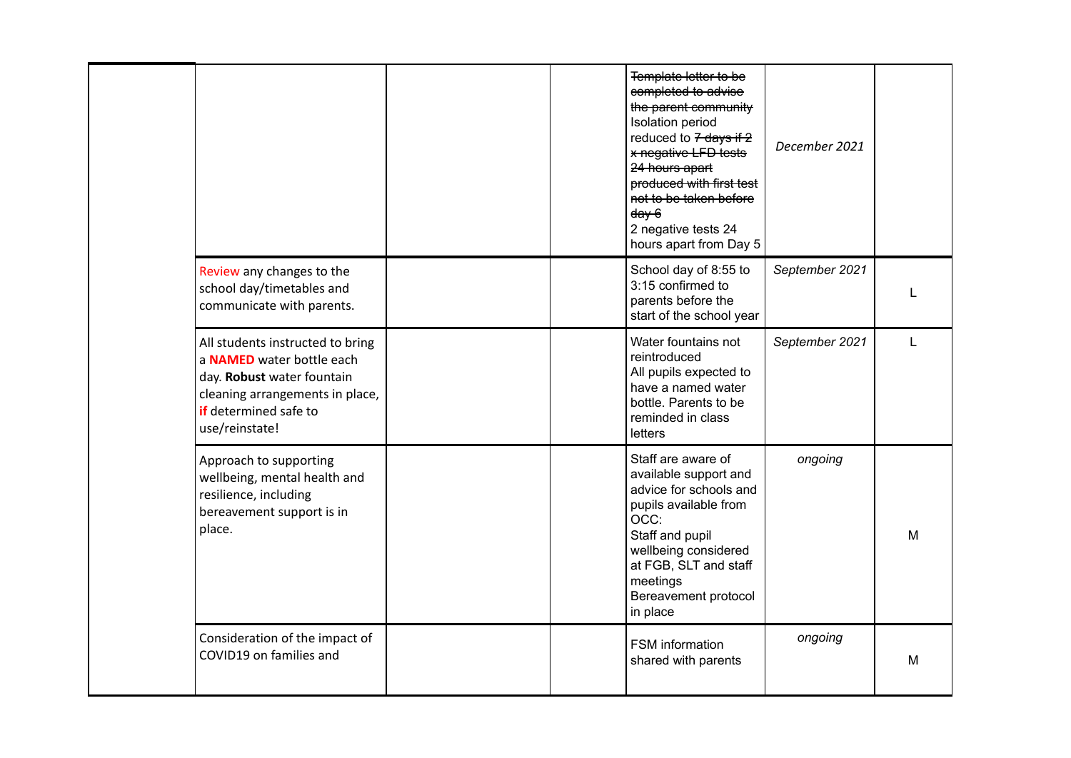| | | | | | | |
|---|---|---|---|---|---|---|
| | | | | ~~Template letter to be completed to advise the parent community~~ Isolation period reduced to ~~7 days if 2 x negative LFD tests 24 hours apart produced with first test not to be taken before day 6~~ 2 negative tests 24 hours apart from Day 5 | *December 2021* | |
| | Review any changes to the school day/timetables and communicate with parents. | | | School day of 8:55 to 3:15 confirmed to parents before the start of the school year | *September 2021* | L |
| | All students instructed to bring a **NAMED** water bottle each day. **Robust** water fountain cleaning arrangements in place, **if** determined safe to use/reinstate! | | | Water fountains not reintroduced All pupils expected to have a named water bottle. Parents to be reminded in class letters | *September 2021* | L |
| | Approach to supporting wellbeing, mental health and resilience, including bereavement support is in place. | | | Staff are aware of available support and advice for schools and pupils available from OCC: Staff and pupil wellbeing considered at FGB, SLT and staff meetings Bereavement protocol in place | *ongoing* | M |
| | Consideration of the impact of COVID19 on families and | | | FSM information shared with parents | *ongoing* | M |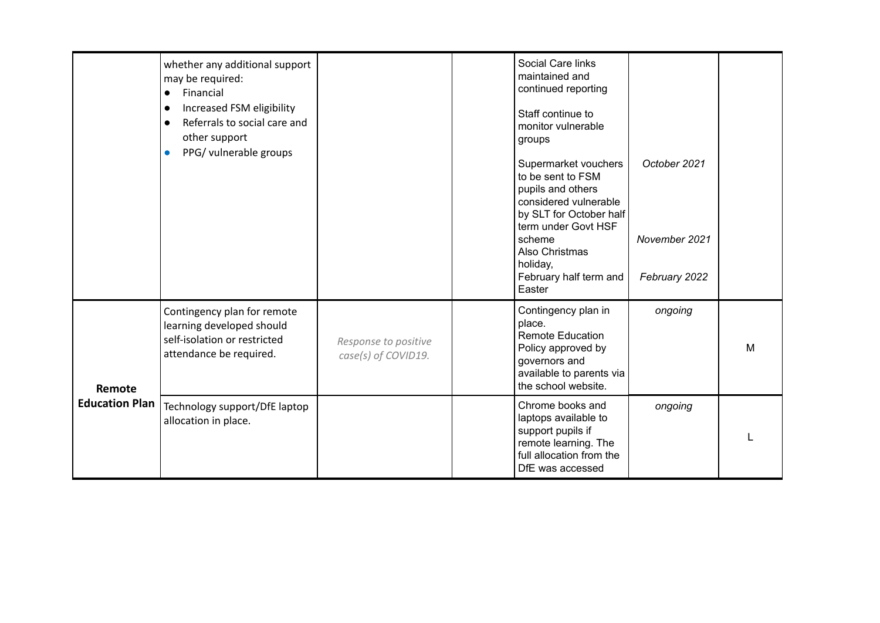| | | | | | | |
|---|---|---|---|---|---|---|
| | whether any additional support may be required:<br>• Financial<br>• Increased FSM eligibility<br>• Referrals to social care and other support<br>• PPG/ vulnerable groups | | | Social Care links maintained and continued reporting<br><br>Staff continue to monitor vulnerable groups<br><br>Supermarket vouchers to be sent to FSM pupils and others considered vulnerable by SLT for October half term under Govt HSF scheme<br>Also Christmas holiday,<br>February half term and Easter | *October 2021*<br><br>*November 2021*<br><br>*February 2022* | |
| **Remote Education Plan** | Contingency plan for remote learning developed should self-isolation or restricted attendance be required. | *Response to positive case(s) of COVID19.* | | Contingency plan in place.<br>Remote Education Policy approved by governors and available to parents via the school website. | *ongoing* | M |
| | Technology support/DfE laptop allocation in place. | | | Chrome books and laptops available to support pupils if remote learning. The full allocation from the DfE was accessed | *ongoing* | L |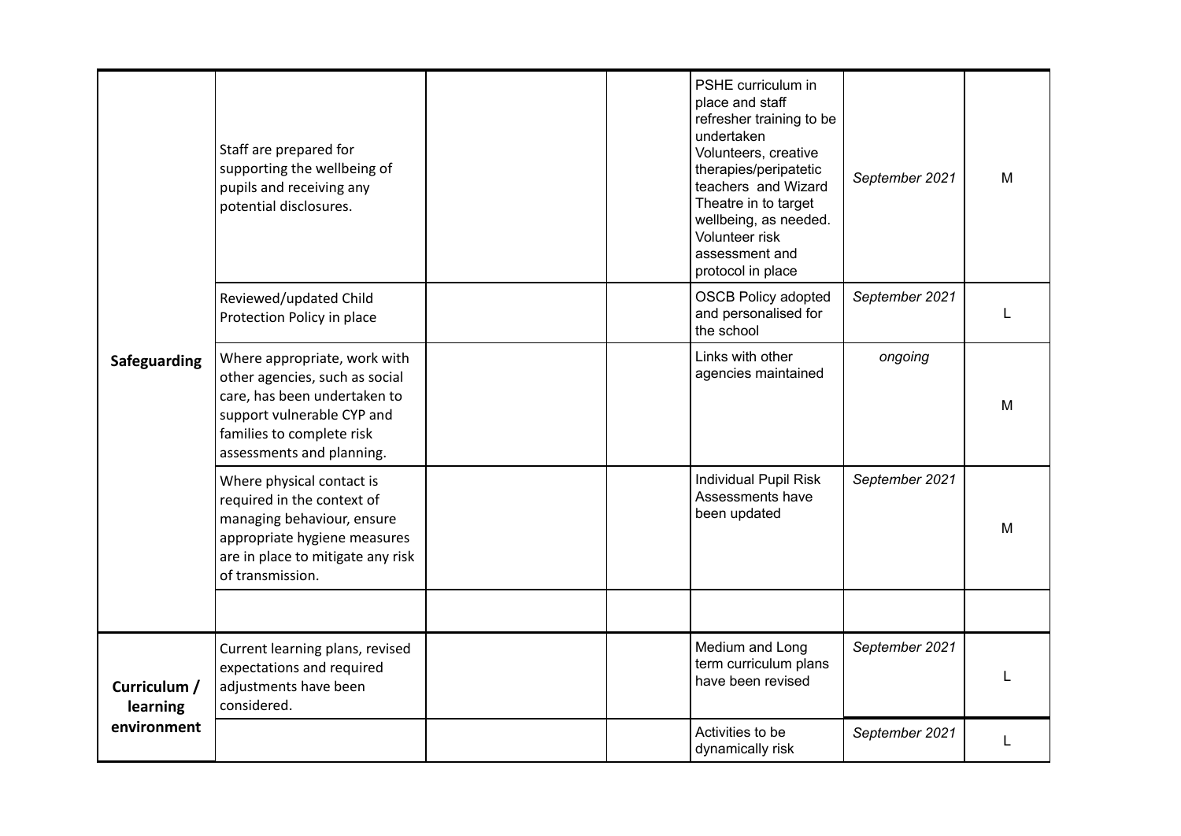| | | | | | | |
|---|---|---|---|---|---|---|
| **Safeguarding** | Staff are prepared for supporting the wellbeing of pupils and receiving any potential disclosures. | | | PSHE curriculum in place and staff refresher training to be undertaken Volunteers, creative therapies/peripatetic teachers and Wizard Theatre in to target wellbeing, as needed. Volunteer risk assessment and protocol in place | *September 2021* | M |
| | Reviewed/updated Child Protection Policy in place | | | OSCB Policy adopted and personalised for the school | *September 2021* | L |
| | Where appropriate, work with other agencies, such as social care, has been undertaken to support vulnerable CYP and families to complete risk assessments and planning. | | | Links with other agencies maintained | *ongoing* | M |
| | Where physical contact is required in the context of managing behaviour, ensure appropriate hygiene measures are in place to mitigate any risk of transmission. | | | Individual Pupil Risk Assessments have been updated | *September 2021* | M |
| | | | | | | |
| **Curriculum / learning environment** | Current learning plans, revised expectations and required adjustments have been considered. | | | Medium and Long term curriculum plans have been revised | *September 2021* | L |
| | | | | Activities to be dynamically risk | *September 2021* | L |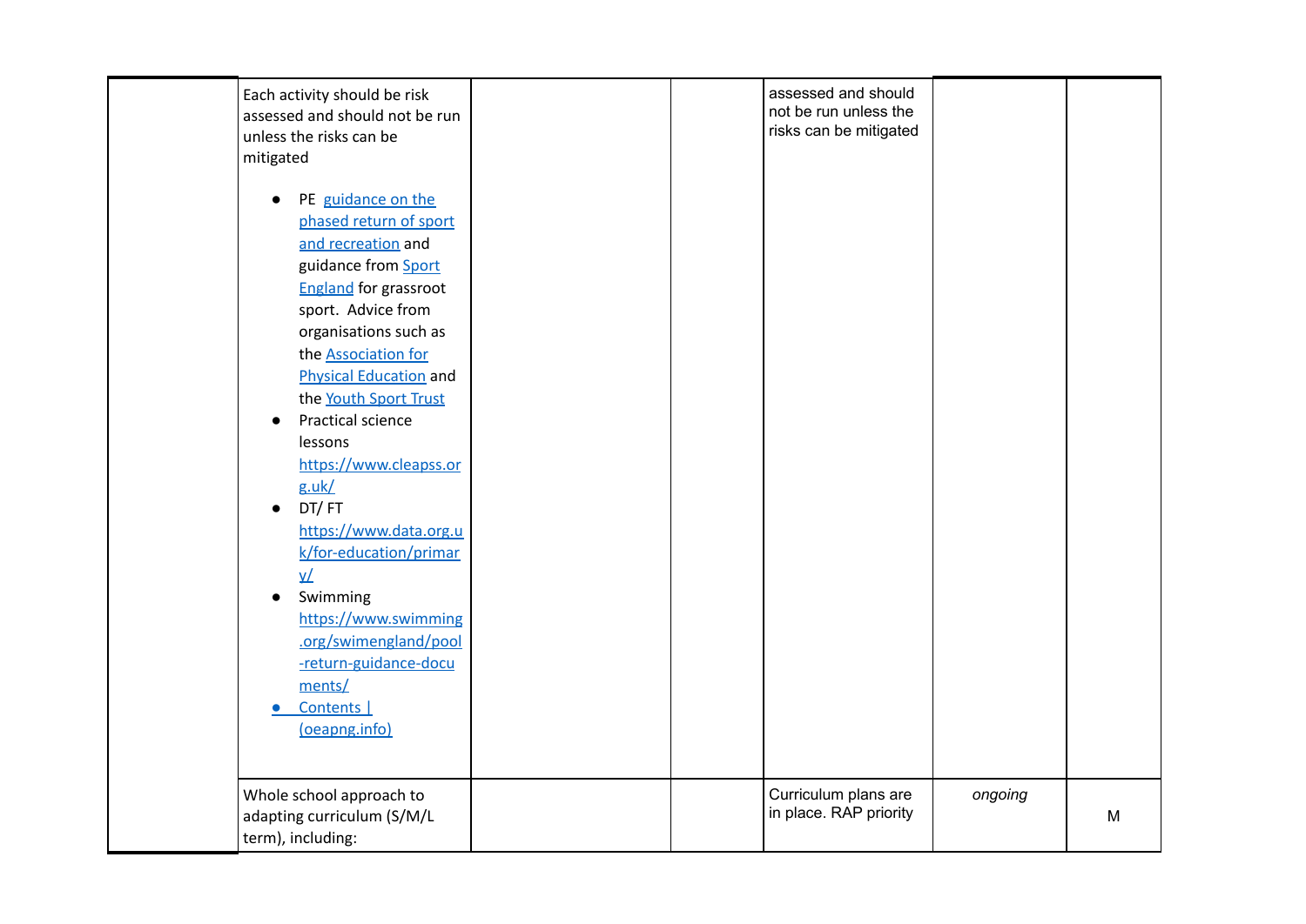| | | | | | | |
|---|---|---|---|---|---|---|
| | Each activity should be risk assessed and should not be run unless the risks can be mitigated<br><br>• PE guidance on the phased return of sport and recreation and guidance from Sport England for grassroot sport. Advice from organisations such as the Association for Physical Education and the Youth Sport Trust<br>• Practical science lessons https://www.cleapss.org.uk/<br>• DT/ FT https://www.data.org.uk/for-education/primary/<br>• Swimming https://www.swimming.org/swimengland/pool-return-guidance-documents/<br>• Contents \| (oeapng.info) | | | assessed and should not be run unless the risks can be mitigated | | |
| | Whole school approach to adapting curriculum (S/M/L term), including: | | | Curriculum plans are in place. RAP priority | *ongoing* | M |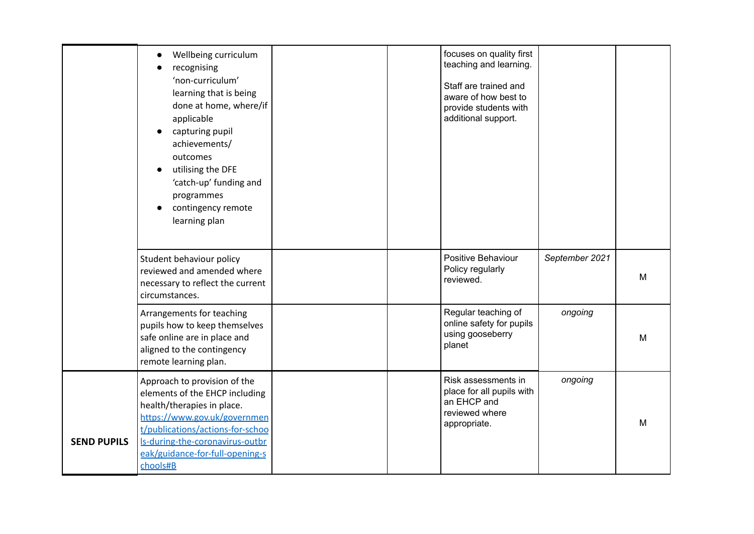| | | | | | | |
|---|---|---|---|---|---|---|
| | <ul><li>Wellbeing curriculum</li><li>recognising 'non-curriculum' learning that is being done at home, where/if applicable</li><li>capturing pupil achievements/ outcomes</li><li>utilising the DFE 'catch-up' funding and programmes</li><li>contingency remote learning plan</li></ul> | | | focuses on quality first teaching and learning.<br><br>Staff are trained and aware of how best to provide students with additional support. | | |
| | Student behaviour policy reviewed and amended where necessary to reflect the current circumstances. | | | Positive Behaviour Policy regularly reviewed. | *September 2021* | M |
| | Arrangements for teaching pupils how to keep themselves safe online are in place and aligned to the contingency remote learning plan. | | | Regular teaching of online safety for pupils using gooseberry planet | *ongoing* | M |
| **SEND PUPILS** | Approach to provision of the elements of the EHCP including health/therapies in place. [https://www.gov.uk/government/publications/actions-for-schools-during-the-coronavirus-outbreak/guidance-for-full-opening-schools#B](https://www.gov.uk/government/publications/actions-for-schools-during-the-coronavirus-outbreak/guidance-for-full-opening-schools#B) | | | Risk assessments in place for all pupils with an EHCP and reviewed where appropriate. | *ongoing* | M |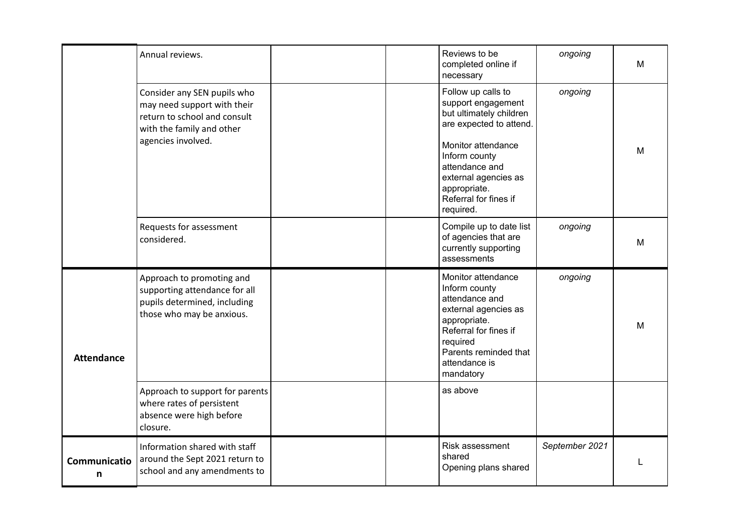| | | | | | | |
|---|---|---|---|---|---|---|
| | Annual reviews. | | | Reviews to be completed online if necessary | *ongoing* | M |
| | Consider any SEN pupils who may need support with their return to school and consult with the family and other agencies involved. | | | Follow up calls to support engagement but ultimately children are expected to attend.<br><br>Monitor attendance<br>Inform county attendance and external agencies as appropriate.<br>Referral for fines if required. | *ongoing* | M |
| | Requests for assessment considered. | | | Compile up to date list of agencies that are currently supporting assessments | *ongoing* | M |
| **Attendance** | Approach to promoting and supporting attendance for all pupils determined, including those who may be anxious. | | | Monitor attendance<br>Inform county attendance and external agencies as appropriate.<br>Referral for fines if required<br>Parents reminded that attendance is mandatory | *ongoing* | M |
| | Approach to support for parents where rates of persistent absence were high before closure. | | | as above | | |
| **Communication** | Information shared with staff around the Sept 2021 return to school and any amendments to | | | Risk assessment shared<br>Opening plans shared | *September 2021* | L |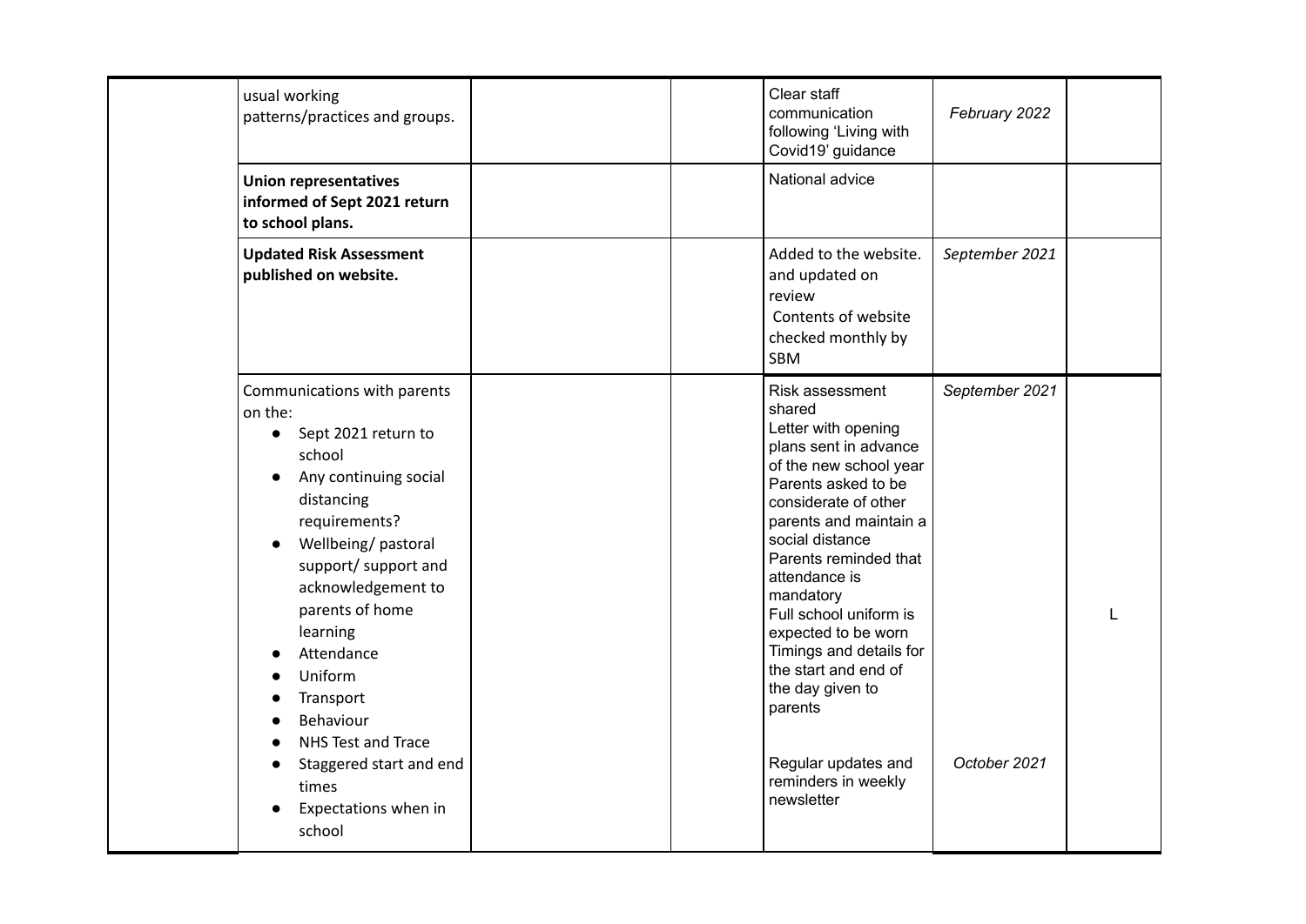| | | | | | | |
|---|---|---|---|---|---|---|
| | usual working patterns/practices and groups. | | | Clear staff communication following 'Living with Covid19' guidance | *February 2022* | |
| | **Union representatives informed of Sept 2021 return to school plans.** | | | National advice | | |
| | **Updated Risk Assessment published on website.** | | | Added to the website. and updated on review<br>Contents of website checked monthly by SBM | *September 2021* | |
| | Communications with parents on the:<br>• Sept 2021 return to school<br>• Any continuing social distancing requirements?<br>• Wellbeing/ pastoral support/ support and acknowledgement to parents of home learning<br>• Attendance<br>• Uniform<br>• Transport<br>• Behaviour<br>• NHS Test and Trace<br>• Staggered start and end times<br>• Expectations when in school | | | Risk assessment shared<br>Letter with opening plans sent in advance of the new school year<br>Parents asked to be considerate of other parents and maintain a social distance<br>Parents reminded that attendance is mandatory<br>Full school uniform is expected to be worn<br>Timings and details for the start and end of the day given to parents<br><br>Regular updates and reminders in weekly newsletter | *September 2021*<br><br>*October 2021* | L |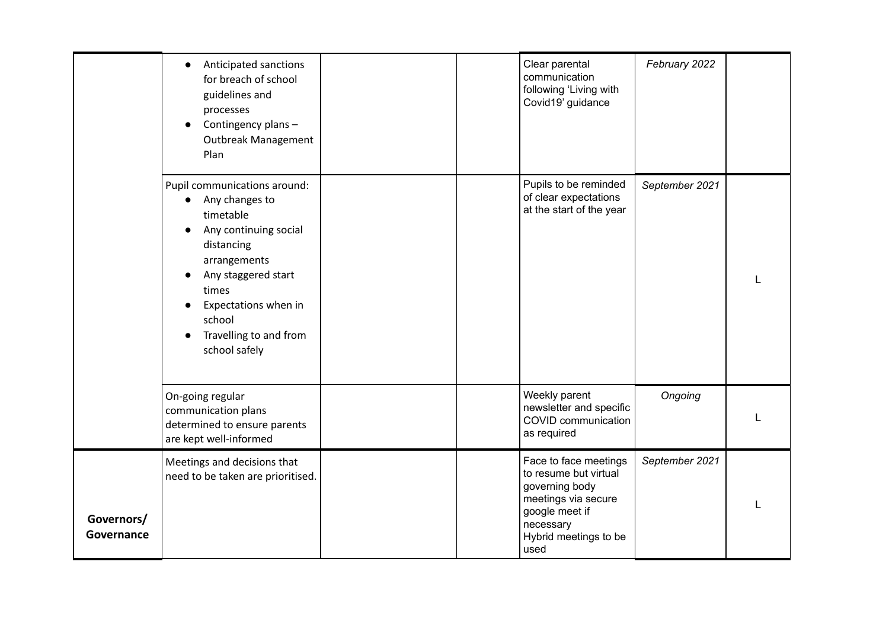| | | | | | | |
|---|---|---|---|---|---|---|
| | • Anticipated sanctions for breach of school guidelines and processes<br>• Contingency plans – Outbreak Management Plan | | | Clear parental communication following 'Living with Covid19' guidance | *February 2022* | |
| | Pupil communications around:<br>• Any changes to timetable<br>• Any continuing social distancing arrangements<br>• Any staggered start times<br>• Expectations when in school<br>• Travelling to and from school safely | | | Pupils to be reminded of clear expectations at the start of the year | *September 2021* | L |
| | On-going regular communication plans determined to ensure parents are kept well-informed | | | Weekly parent newsletter and specific COVID communication as required | *Ongoing* | L |
| **Governors/ Governance** | Meetings and decisions that need to be taken are prioritised. | | | Face to face meetings to resume but virtual governing body meetings via secure google meet if necessary<br>Hybrid meetings to be used | *September 2021* | L |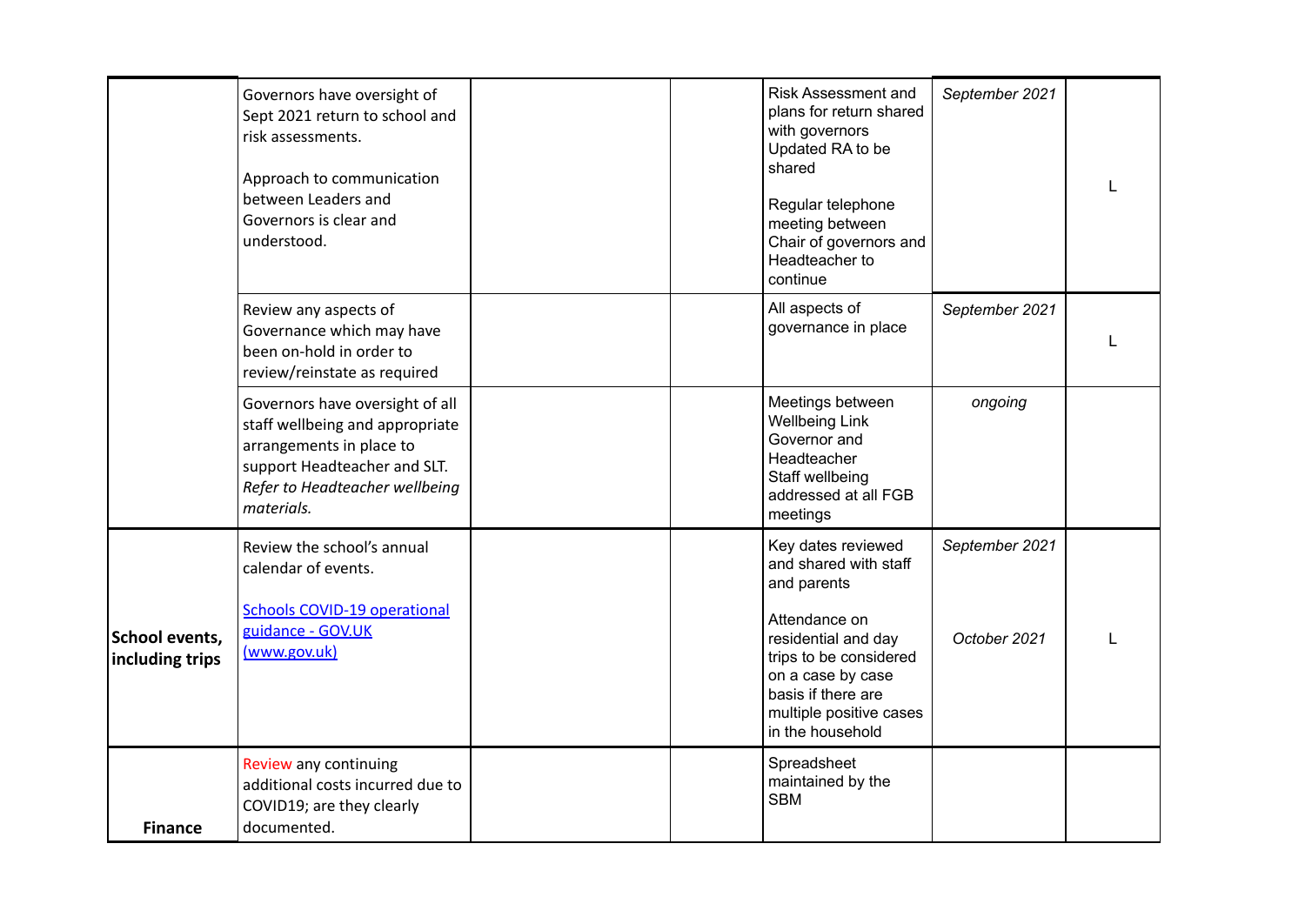| | | | | | | |
|---|---|---|---|---|---|---|
| | Governors have oversight of Sept 2021 return to school and risk assessments.<br><br>Approach to communication between Leaders and Governors is clear and understood. | | | Risk Assessment and plans for return shared with governors<br>Updated RA to be shared<br><br>Regular telephone meeting between Chair of governors and Headteacher to continue | *September 2021* | L |
| | Review any aspects of Governance which may have been on-hold in order to review/reinstate as required | | | All aspects of governance in place | *September 2021* | L |
| | Governors have oversight of all staff wellbeing and appropriate arrangements in place to support Headteacher and SLT. *Refer to Headteacher wellbeing materials.* | | | Meetings between Wellbeing Link Governor and Headteacher<br>Staff wellbeing addressed at all FGB meetings | *ongoing* | |
| **School events, including trips** | Review the school's annual calendar of events.<br><br>[Schools COVID-19 operational guidance - GOV.UK (www.gov.uk)]() | | | Key dates reviewed and shared with staff and parents<br><br>Attendance on residential and day trips to be considered on a case by case basis if there are multiple positive cases in the household | *September 2021*<br><br>*October 2021* | L |
| **Finance** | Review any continuing additional costs incurred due to COVID19; are they clearly documented. | | | Spreadsheet maintained by the SBM | | |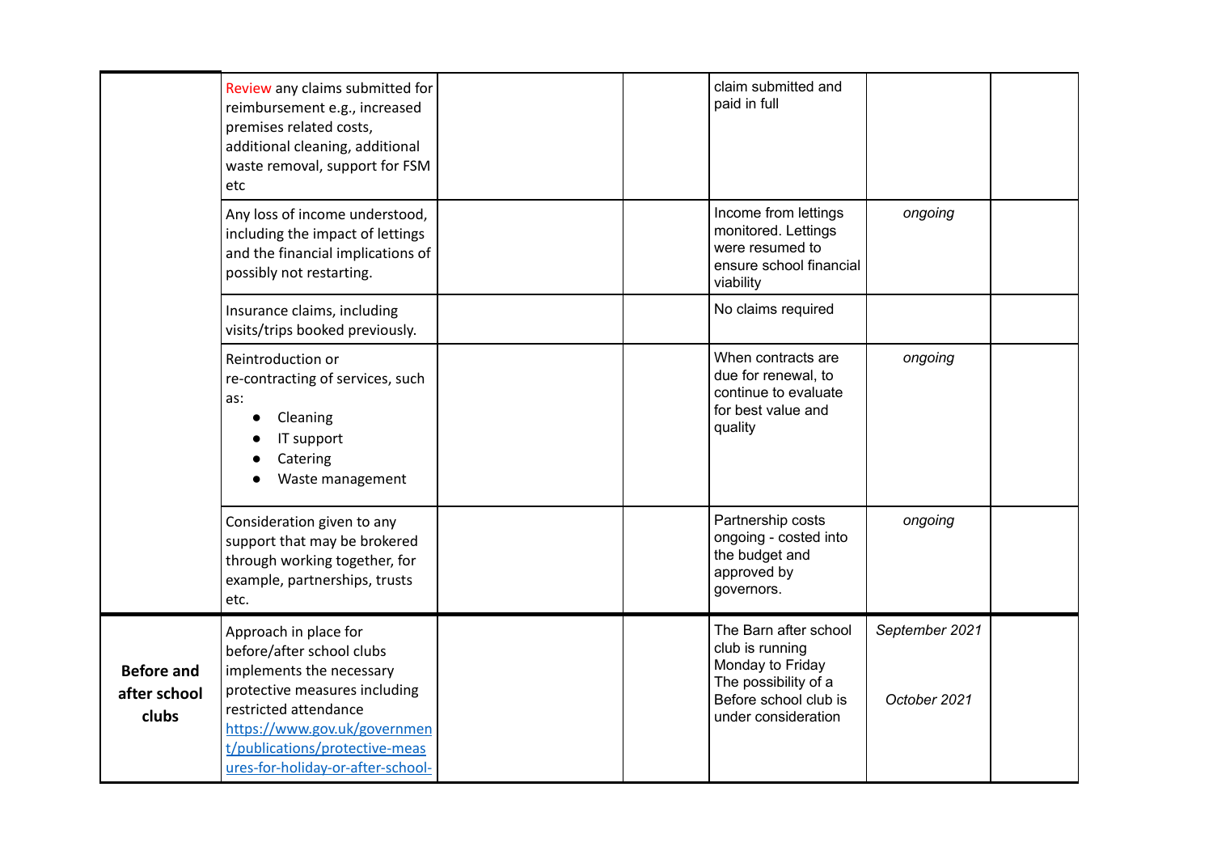| | | | | | | |
|---|---|---|---|---|---|---|
| | Review any claims submitted for reimbursement e.g., increased premises related costs, additional cleaning, additional waste removal, support for FSM etc | | | claim submitted and paid in full | | |
| | Any loss of income understood, including the impact of lettings and the financial implications of possibly not restarting. | | | Income from lettings monitored. Lettings were resumed to ensure school financial viability | *ongoing* | |
| | Insurance claims, including visits/trips booked previously. | | | No claims required | | |
| | Reintroduction or re-contracting of services, such as:<br>• Cleaning<br>• IT support<br>• Catering<br>• Waste management | | | When contracts are due for renewal, to continue to evaluate for best value and quality | *ongoing* | |
| | Consideration given to any support that may be brokered through working together, for example, partnerships, trusts etc. | | | Partnership costs ongoing - costed into the budget and approved by governors. | *ongoing* | |
| **Before and after school clubs** | Approach in place for before/after school clubs implements the necessary protective measures including restricted attendance [https://www.gov.uk/government/publications/protective-measures-for-holiday-or-after-school-](https://www.gov.uk/government/publications/protective-measures-for-holiday-or-after-school-) | | | The Barn after school club is running Monday to Friday<br>The possibility of a Before school club is under consideration | *September 2021*<br><br>*October 2021* | |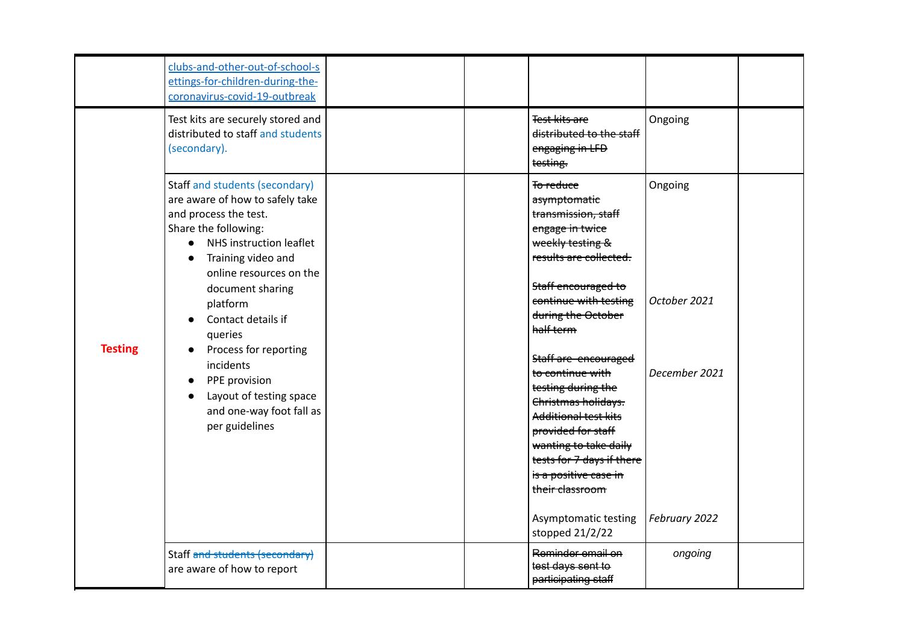| | | | | | | |
|---|---|---|---|---|---|---|
| | clubs-and-other-out-of-school-settings-for-children-during-the-coronavirus-covid-19-outbreak | | | | | |
| **Testing** | Test kits are securely stored and distributed to staff and students (secondary). | | | ~~Test kits are distributed to the staff engaging in LFD testing.~~ | Ongoing | |
| | Staff and students (secondary) are aware of how to safely take and process the test.<br>Share the following:<br>• NHS instruction leaflet<br>• Training video and online resources on the document sharing platform<br>• Contact details if queries<br>• Process for reporting incidents<br>• PPE provision<br>• Layout of testing space and one-way foot fall as per guidelines | | | ~~To reduce asymptomatic transmission, staff engage in twice weekly testing & results are collected.~~<br><br>~~Staff encouraged to continue with testing during the October half term~~<br><br>~~Staff are encouraged to continue with testing during the Christmas holidays. Additional test kits provided for staff wanting to take daily tests for 7 days if there is a positive case in their classroom~~<br><br>Asymptomatic testing stopped 21/2/22 | Ongoing<br><br>*October 2021*<br><br>*December 2021*<br><br>*February 2022* | |
| | Staff ~~and students (secondary)~~ are aware of how to report | | | ~~Reminder email on test days sent to participating staff~~ | *ongoing* | |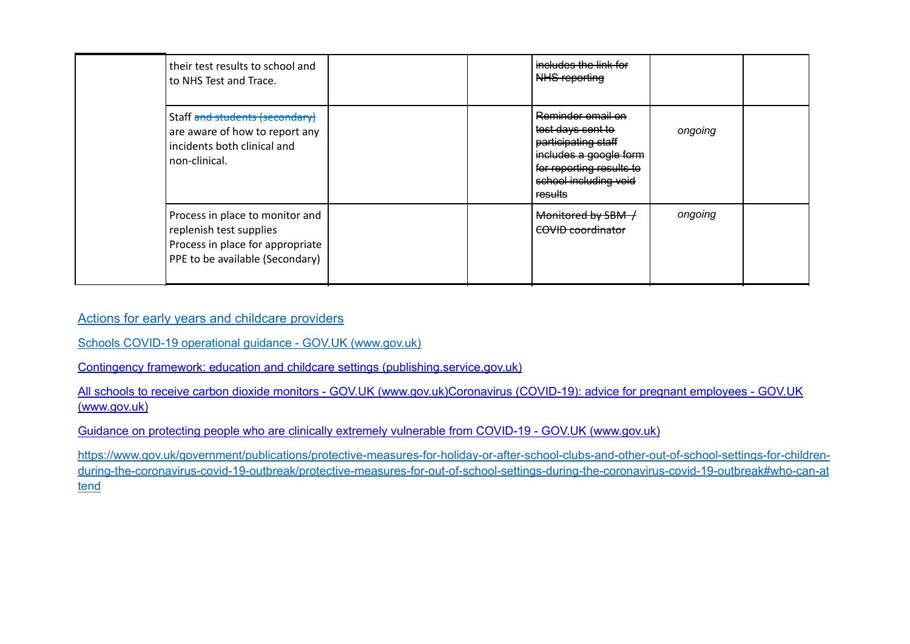| | | | | | | |
|---|---|---|---|---|---|---|
| | their test results to school and to NHS Test and Trace. | | | ~~includes the link for NHS reporting~~ | | |
| | Staff ~~and students (secondary)~~ are aware of how to report any incidents both clinical and non-clinical. | | | ~~Reminder email on test days sent to participating staff includes a google form for reporting results to school including void results~~ | *ongoing* | |
| | Process in place to monitor and replenish test supplies<br>Process in place for appropriate PPE to be available (Secondary) | | | ~~Monitored by SBM / COVID coordinator~~ | *ongoing* | |

[Actions for early years and childcare providers](#)

[Schools COVID-19 operational guidance - GOV.UK (www.gov.uk)](#)

[Contingency framework: education and childcare settings (publishing.service.gov.uk)](#)

[All schools to receive carbon dioxide monitors - GOV.UK (www.gov.uk)](#)[Coronavirus (COVID-19): advice for pregnant employees - GOV.UK (www.gov.uk)](#)

[Guidance on protecting people who are clinically extremely vulnerable from COVID-19 - GOV.UK (www.gov.uk)](#)

https://www.gov.uk/government/publications/protective-measures-for-holiday-or-after-school-clubs-and-other-out-of-school-settings-for-children-during-the-coronavirus-covid-19-outbreak/protective-measures-for-out-of-school-settings-during-the-coronavirus-covid-19-outbreak#who-can-attend